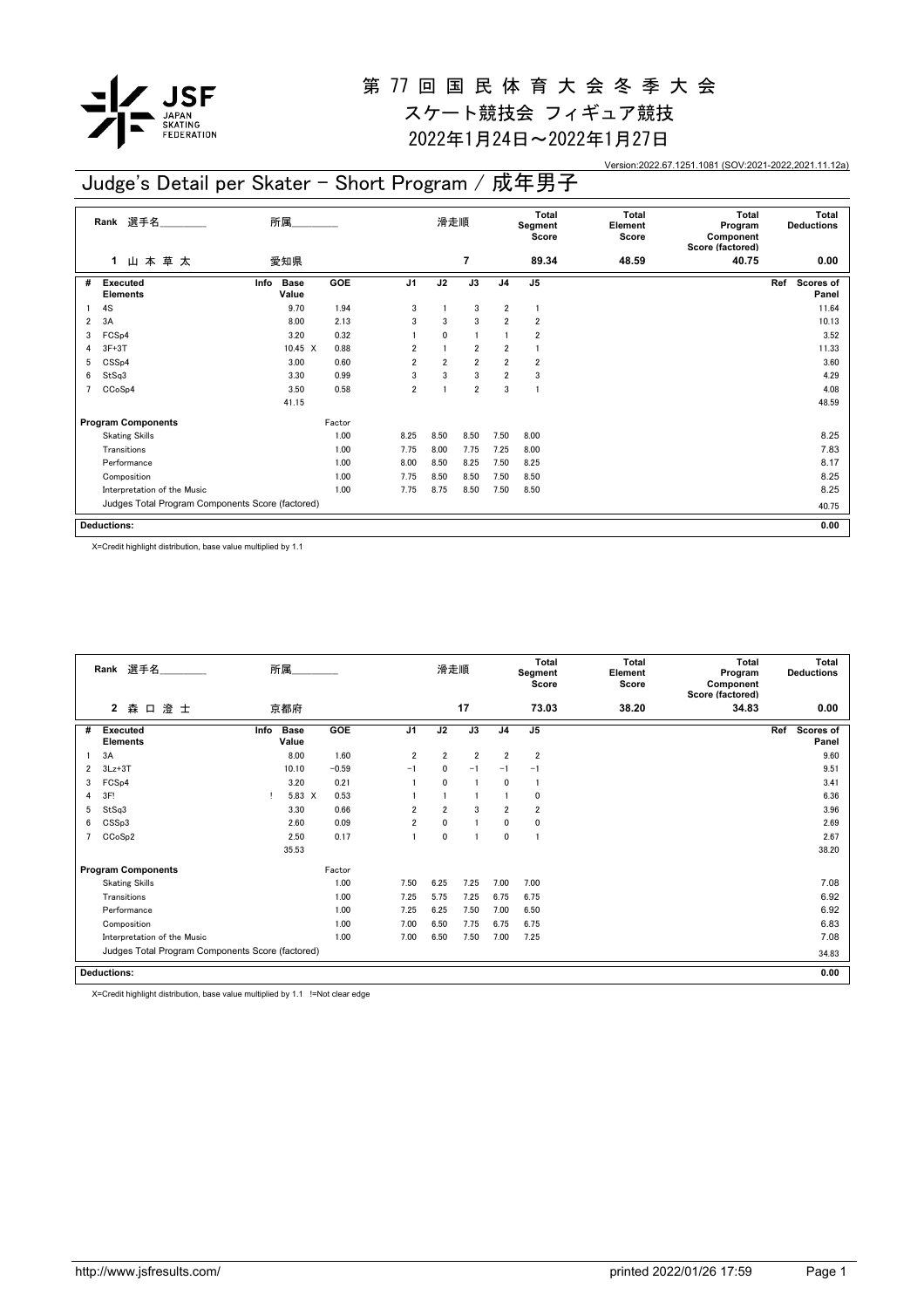# 第 77 回 国 民 体 育 大 会 冬 季 大 会

## スケート競技会 フィギュア競技

## 2022年1月24日～2022年1月27日

Version:2022.67.1251.1081 (SOV:2021-2022,2021.11.12a)

## Judge's Detail per Skater - Short Program / 成年男子

| Rank | 選手名 | 所属 | 滑走順 | Total Segment Score | Total Element Score | Total Program Component Score (factored) | Total Deductions |
|---|---|---|---|---|---|---|---|
| 1 | 山 本 草 太 | 愛知県 | 7 | 89.34 | 48.59 | 40.75 | 0.00 |

| # | Executed Elements | Info | Base Value | | GOE | J1 | J2 | J3 | J4 | J5 | Ref | Scores of Panel |
|---|---|---|---|---|---|---|---|---|---|---|---|---|
| 1 | 4S | | 9.70 | | 1.94 | 3 | 1 | 3 | 2 | 1 | | 11.64 |
| 2 | 3A | | 8.00 | | 2.13 | 3 | 3 | 3 | 2 | 2 | | 10.13 |
| 3 | FCSp4 | | 3.20 | | 0.32 | 1 | 0 | 1 | 1 | 2 | | 3.52 |
| 4 | 3F+3T | | 10.45 | X | 0.88 | 2 | 1 | 2 | 2 | 1 | | 11.33 |
| 5 | CSSp4 | | 3.00 | | 0.60 | 2 | 2 | 2 | 2 | 2 | | 3.60 |
| 6 | StSq3 | | 3.30 | | 0.99 | 3 | 3 | 3 | 2 | 3 | | 4.29 |
| 7 | CCoSp4 | | 3.50 | | 0.58 | 2 | 1 | 2 | 3 | 1 | | 4.08 |
| | | | 41.15 | | | | | | | | | 48.59 |

| Program Components | Factor | J1 | J2 | J3 | J4 | J5 | Scores of Panel |
|---|---|---|---|---|---|---|---|
| Skating Skills | 1.00 | 8.25 | 8.50 | 8.50 | 7.50 | 8.00 | 8.25 |
| Transitions | 1.00 | 7.75 | 8.00 | 7.75 | 7.25 | 8.00 | 7.83 |
| Performance | 1.00 | 8.00 | 8.50 | 8.25 | 7.50 | 8.25 | 8.17 |
| Composition | 1.00 | 7.75 | 8.50 | 8.50 | 7.50 | 8.50 | 8.25 |
| Interpretation of the Music | 1.00 | 7.75 | 8.75 | 8.50 | 7.50 | 8.50 | 8.25 |
| Judges Total Program Components Score (factored) | | | | | | | 40.75 |

**Deductions:** 0.00

X=Credit highlight distribution, base value multiplied by 1.1

| Rank | 選手名 | 所属 | 滑走順 | Total Segment Score | Total Element Score | Total Program Component Score (factored) | Total Deductions |
|---|---|---|---|---|---|---|---|
| 2 | 森 口 澄 士 | 京都府 | 17 | 73.03 | 38.20 | 34.83 | 0.00 |

| # | Executed Elements | Info | Base Value | | GOE | J1 | J2 | J3 | J4 | J5 | Ref | Scores of Panel |
|---|---|---|---|---|---|---|---|---|---|---|---|---|
| 1 | 3A | | 8.00 | | 1.60 | 2 | 2 | 2 | 2 | 2 | | 9.60 |
| 2 | 3Lz+3T | | 10.10 | | −0.59 | −1 | 0 | −1 | −1 | −1 | | 9.51 |
| 3 | FCSp4 | | 3.20 | | 0.21 | 1 | 0 | 1 | 0 | 1 | | 3.41 |
| 4 | 3F! | ! | 5.83 | X | 0.53 | 1 | 1 | 1 | 1 | 0 | | 6.36 |
| 5 | StSq3 | | 3.30 | | 0.66 | 2 | 2 | 3 | 2 | 2 | | 3.96 |
| 6 | CSSp3 | | 2.60 | | 0.09 | 2 | 0 | 1 | 0 | 0 | | 2.69 |
| 7 | CCoSp2 | | 2.50 | | 0.17 | 1 | 0 | 1 | 0 | 1 | | 2.67 |
| | | | 35.53 | | | | | | | | | 38.20 |

| Program Components | Factor | J1 | J2 | J3 | J4 | J5 | Scores of Panel |
|---|---|---|---|---|---|---|---|
| Skating Skills | 1.00 | 7.50 | 6.25 | 7.25 | 7.00 | 7.00 | 7.08 |
| Transitions | 1.00 | 7.25 | 5.75 | 7.25 | 6.75 | 6.75 | 6.92 |
| Performance | 1.00 | 7.25 | 6.25 | 7.50 | 7.00 | 6.50 | 6.92 |
| Composition | 1.00 | 7.00 | 6.50 | 7.75 | 6.75 | 6.75 | 6.83 |
| Interpretation of the Music | 1.00 | 7.00 | 6.50 | 7.50 | 7.00 | 7.25 | 7.08 |
| Judges Total Program Components Score (factored) | | | | | | | 34.83 |

**Deductions:** 0.00

X=Credit highlight distribution, base value multiplied by 1.1 !=Not clear edge

http://www.jsfresults.com/ printed 2022/01/26 17:59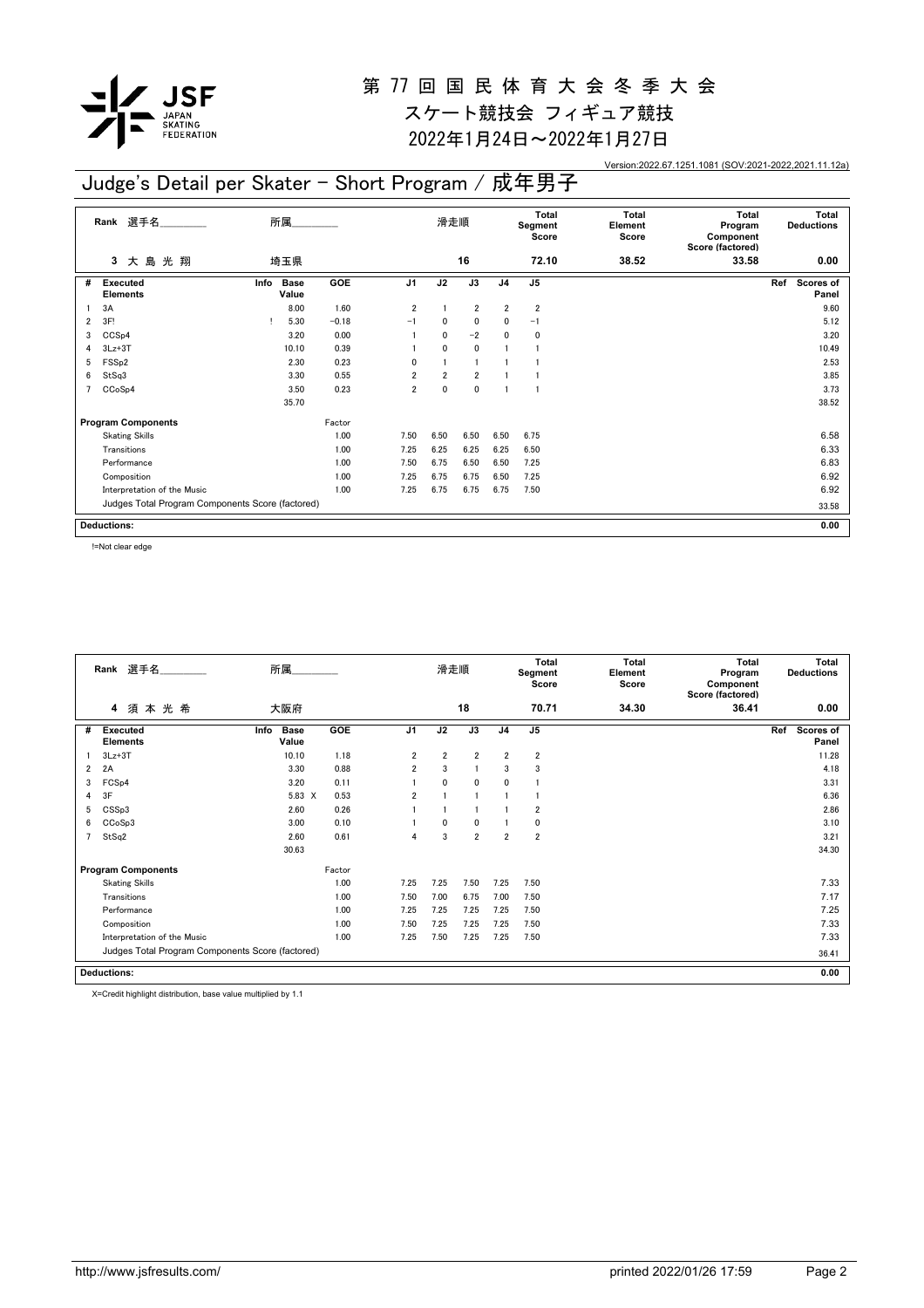# 第 77 回 国 民 体 育 大 会 冬 季 大 会

## スケート競技会 フィギュア競技

## 2022年1月24日～2022年1月27日

Version:2022.67.1251.1081 (SOV:2021-2022,2021.11.12a)

## Judge's Detail per Skater - Short Program / 成年男子

| Rank | 選手名 | 所属 | 滑走順 | Total Segment Score | Total Element Score | Total Program Component Score (factored) | Total Deductions |
|---|---|---|---|---|---|---|---|
| 3 | 大 島 光 翔 | 埼玉県 | 16 | 72.10 | 38.52 | 33.58 | 0.00 |

| # | Executed Elements | Info | Base Value | GOE | J1 | J2 | J3 | J4 | J5 | Ref | Scores of Panel |
|---|---|---|---|---|---|---|---|---|---|---|---|
| 1 | 3A | | 8.00 | 1.60 | 2 | 1 | 2 | 2 | 2 | | 9.60 |
| 2 | 3F! | ! | 5.30 | −0.18 | −1 | 0 | 0 | 0 | −1 | | 5.12 |
| 3 | CCSp4 | | 3.20 | 0.00 | 1 | 0 | −2 | 0 | 0 | | 3.20 |
| 4 | 3Lz+3T | | 10.10 | 0.39 | 1 | 0 | 0 | 1 | 1 | | 10.49 |
| 5 | FSSp2 | | 2.30 | 0.23 | 0 | 1 | 1 | 1 | 1 | | 2.53 |
| 6 | StSq3 | | 3.30 | 0.55 | 2 | 2 | 2 | 1 | 1 | | 3.85 |
| 7 | CCoSp4 | | 3.50 | 0.23 | 2 | 0 | 0 | 1 | 1 | | 3.73 |
| | | | 35.70 | | | | | | | | 38.52 |

| Program Components | Factor | J1 | J2 | J3 | J4 | J5 | Scores of Panel |
|---|---|---|---|---|---|---|---|
| Skating Skills | 1.00 | 7.50 | 6.50 | 6.50 | 6.50 | 6.75 | 6.58 |
| Transitions | 1.00 | 7.25 | 6.25 | 6.25 | 6.25 | 6.50 | 6.33 |
| Performance | 1.00 | 7.50 | 6.75 | 6.50 | 6.50 | 7.25 | 6.83 |
| Composition | 1.00 | 7.25 | 6.75 | 6.75 | 6.50 | 7.25 | 6.92 |
| Interpretation of the Music | 1.00 | 7.25 | 6.75 | 6.75 | 6.75 | 7.50 | 6.92 |
| Judges Total Program Components Score (factored) | | | | | | | 33.58 |

| Deductions: | 0.00 |
|---|---|

!=Not clear edge

| Rank | 選手名 | 所属 | 滑走順 | Total Segment Score | Total Element Score | Total Program Component Score (factored) | Total Deductions |
|---|---|---|---|---|---|---|---|
| 4 | 須 本 光 希 | 大阪府 | 18 | 70.71 | 34.30 | 36.41 | 0.00 |

| # | Executed Elements | Info | Base Value | GOE | J1 | J2 | J3 | J4 | J5 | Ref | Scores of Panel |
|---|---|---|---|---|---|---|---|---|---|---|---|
| 1 | 3Lz+3T | | 10.10 | 1.18 | 2 | 2 | 2 | 2 | 2 | | 11.28 |
| 2 | 2A | | 3.30 | 0.88 | 2 | 3 | 1 | 3 | 3 | | 4.18 |
| 3 | FCSp4 | | 3.20 | 0.11 | 1 | 0 | 0 | 0 | 1 | | 3.31 |
| 4 | 3F | | 5.83 X | 0.53 | 2 | 1 | 1 | 1 | 1 | | 6.36 |
| 5 | CSSp3 | | 2.60 | 0.26 | 1 | 1 | 1 | 1 | 2 | | 2.86 |
| 6 | CCoSp3 | | 3.00 | 0.10 | 1 | 0 | 0 | 1 | 0 | | 3.10 |
| 7 | StSq2 | | 2.60 | 0.61 | 4 | 3 | 2 | 2 | 2 | | 3.21 |
| | | | 30.63 | | | | | | | | 34.30 |

| Program Components | Factor | J1 | J2 | J3 | J4 | J5 | Scores of Panel |
|---|---|---|---|---|---|---|---|
| Skating Skills | 1.00 | 7.25 | 7.25 | 7.50 | 7.25 | 7.50 | 7.33 |
| Transitions | 1.00 | 7.50 | 7.00 | 6.75 | 7.00 | 7.50 | 7.17 |
| Performance | 1.00 | 7.25 | 7.25 | 7.25 | 7.25 | 7.50 | 7.25 |
| Composition | 1.00 | 7.50 | 7.25 | 7.25 | 7.25 | 7.50 | 7.33 |
| Interpretation of the Music | 1.00 | 7.25 | 7.50 | 7.25 | 7.25 | 7.50 | 7.33 |
| Judges Total Program Components Score (factored) | | | | | | | 36.41 |

| Deductions: | 0.00 |
|---|---|

X=Credit highlight distribution, base value multiplied by 1.1

http://www.jsfresults.com/ printed 2022/01/26 17:59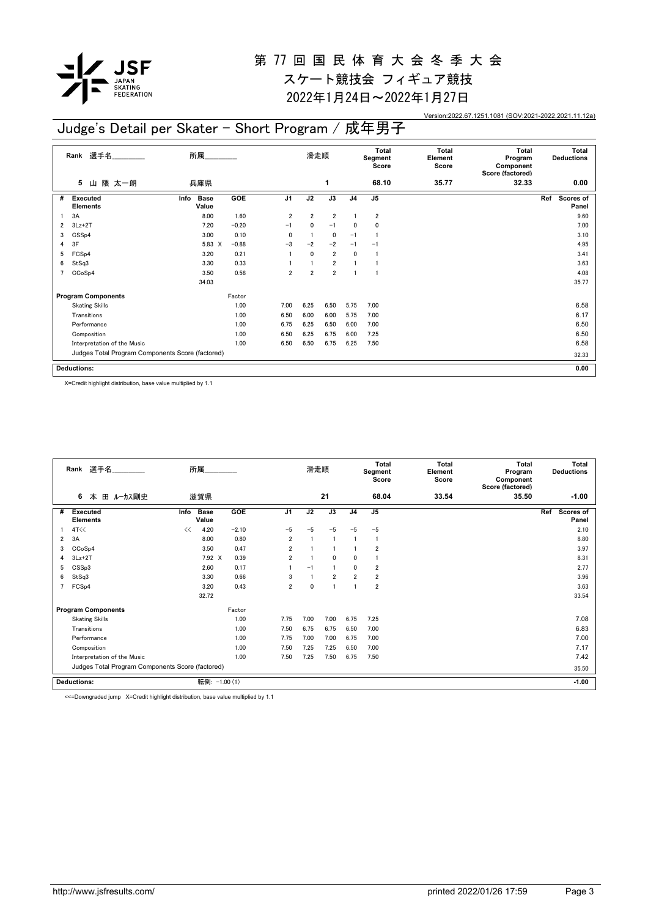# 第 77 回 国 民 体 育 大 会 冬 季 大 会

スケート競技会 フィギュア競技

2022年1月24日～2022年1月27日

Version:2022.67.1251.1081 (SOV:2021-2022,2021.11.12a)

## Judge's Detail per Skater - Short Program / 成年男子

| Rank | 選手名 | 所属 | 滑走順 | Total Segment Score | Total Element Score | Total Program Component Score (factored) | Total Deductions |
|---|---|---|---|---|---|---|---|
| 5 | 山 隈 太一朗 | 兵庫県 | 1 | 68.10 | 35.77 | 32.33 | 0.00 |

| # | Executed Elements | Info | Base Value | GOE | J1 | J2 | J3 | J4 | J5 | Ref | Scores of Panel |
|---|---|---|---|---|---|---|---|---|---|---|---|
| 1 | 3A | | 8.00 | 1.60 | 2 | 2 | 2 | 1 | 2 | | 9.60 |
| 2 | 3Lz+2T | | 7.20 | −0.20 | −1 | 0 | −1 | 0 | 0 | | 7.00 |
| 3 | CSSp4 | | 3.00 | 0.10 | 0 | 1 | 0 | −1 | 1 | | 3.10 |
| 4 | 3F | | 5.83 X | −0.88 | −3 | −2 | −2 | −1 | −1 | | 4.95 |
| 5 | FCSp4 | | 3.20 | 0.21 | 1 | 0 | 2 | 0 | 1 | | 3.41 |
| 6 | StSq3 | | 3.30 | 0.33 | 1 | 1 | 2 | 1 | 1 | | 3.63 |
| 7 | CCoSp4 | | 3.50 | 0.58 | 2 | 2 | 2 | 1 | 1 | | 4.08 |
| | | | 34.03 | | | | | | | | 35.77 |
| | **Program Components** | | | Factor | | | | | | | |
| | Skating Skills | | | 1.00 | 7.00 | 6.25 | 6.50 | 5.75 | 7.00 | | 6.58 |
| | Transitions | | | 1.00 | 6.50 | 6.00 | 6.00 | 5.75 | 7.00 | | 6.17 |
| | Performance | | | 1.00 | 6.75 | 6.25 | 6.50 | 6.00 | 7.00 | | 6.50 |
| | Composition | | | 1.00 | 6.50 | 6.25 | 6.75 | 6.00 | 7.25 | | 6.50 |
| | Interpretation of the Music | | | 1.00 | 6.50 | 6.50 | 6.75 | 6.25 | 7.50 | | 6.58 |
| | Judges Total Program Components Score (factored) | | | | | | | | | | 32.33 |
| | **Deductions:** | | | | | | | | | | 0.00 |

X=Credit highlight distribution, base value multiplied by 1.1

| Rank | 選手名 | 所属 | 滑走順 | Total Segment Score | Total Element Score | Total Program Component Score (factored) | Total Deductions |
|---|---|---|---|---|---|---|---|
| 6 | 本 田 ルーカス剛史 | 滋賀県 | 21 | 68.04 | 33.54 | 35.50 | -1.00 |

| # | Executed Elements | Info | Base Value | GOE | J1 | J2 | J3 | J4 | J5 | Ref | Scores of Panel |
|---|---|---|---|---|---|---|---|---|---|---|---|
| 1 | 4T<< | << | 4.20 | −2.10 | −5 | −5 | −5 | −5 | −5 | | 2.10 |
| 2 | 3A | | 8.00 | 0.80 | 2 | 1 | 1 | 1 | 1 | | 8.80 |
| 3 | CCoSp4 | | 3.50 | 0.47 | 2 | 1 | 1 | 1 | 2 | | 3.97 |
| 4 | 3Lz+2T | | 7.92 X | 0.39 | 2 | 1 | 0 | 0 | 1 | | 8.31 |
| 5 | CSSp3 | | 2.60 | 0.17 | 1 | −1 | 1 | 0 | 2 | | 2.77 |
| 6 | StSq3 | | 3.30 | 0.66 | 3 | 1 | 2 | 2 | 2 | | 3.96 |
| 7 | FCSp4 | | 3.20 | 0.43 | 2 | 0 | 1 | 1 | 2 | | 3.63 |
| | | | 32.72 | | | | | | | | 33.54 |
| | **Program Components** | | | Factor | | | | | | | |
| | Skating Skills | | | 1.00 | 7.75 | 7.00 | 7.00 | 6.75 | 7.25 | | 7.08 |
| | Transitions | | | 1.00 | 7.50 | 6.75 | 6.75 | 6.50 | 7.00 | | 6.83 |
| | Performance | | | 1.00 | 7.75 | 7.00 | 7.00 | 6.75 | 7.00 | | 7.00 |
| | Composition | | | 1.00 | 7.50 | 7.25 | 7.25 | 6.50 | 7.00 | | 7.17 |
| | Interpretation of the Music | | | 1.00 | 7.50 | 7.25 | 7.50 | 6.75 | 7.50 | | 7.42 |
| | Judges Total Program Components Score (factored) | | | | | | | | | | 35.50 |
| | **Deductions:** | | 転倒: −1.00 (1) | | | | | | | | -1.00 |

<<=Downgraded jump X=Credit highlight distribution, base value multiplied by 1.1

http://www.jsfresults.com/ printed 2022/01/26 17:59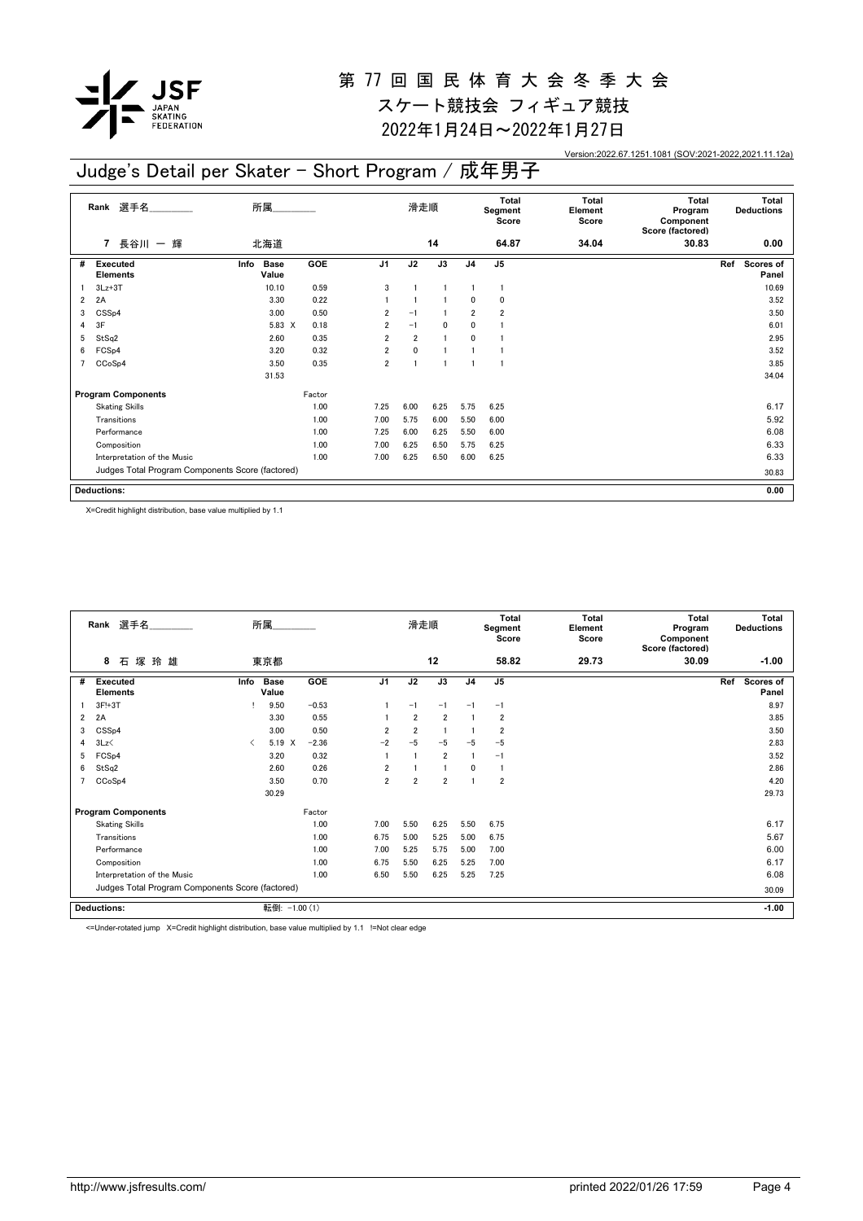# 第 77 回 国 民 体 育 大 会 冬 季 大 会

## スケート競技会 フィギュア競技

## 2022年1月24日～2022年1月27日

Version:2022.67.1251.1081 (SOV:2021-2022,2021.11.12a)

## Judge's Detail per Skater - Short Program / 成年男子

| Rank | 選手名 | 所属 | 滑走順 | Total Segment Score | Total Element Score | Total Program Component Score (factored) | Total Deductions |
|---|---|---|---|---|---|---|---|
| 7 | 長谷川 一 輝 | 北海道 | 14 | 64.87 | 34.04 | 30.83 | 0.00 |

| # | Executed Elements | Info | Base Value | | GOE | J1 | J2 | J3 | J4 | J5 | Ref | Scores of Panel |
|---|---|---|---|---|---|---|---|---|---|---|---|---|
| 1 | 3Lz+3T | | 10.10 | | 0.59 | 3 | 1 | 1 | 1 | 1 | | 10.69 |
| 2 | 2A | | 3.30 | | 0.22 | 1 | 1 | 1 | 0 | 0 | | 3.52 |
| 3 | CSSp4 | | 3.00 | | 0.50 | 2 | −1 | 1 | 2 | 2 | | 3.50 |
| 4 | 3F | | 5.83 | X | 0.18 | 2 | −1 | 0 | 0 | 1 | | 6.01 |
| 5 | StSq2 | | 2.60 | | 0.35 | 2 | 2 | 1 | 0 | 1 | | 2.95 |
| 6 | FCSp4 | | 3.20 | | 0.32 | 2 | 0 | 1 | 1 | 1 | | 3.52 |
| 7 | CCoSp4 | | 3.50 | | 0.35 | 2 | 1 | 1 | 1 | 1 | | 3.85 |
| | | | 31.53 | | | | | | | | | 34.04 |
| | **Program Components** | | | | Factor | | | | | | | |
| | Skating Skills | | | | 1.00 | 7.25 | 6.00 | 6.25 | 5.75 | 6.25 | | 6.17 |
| | Transitions | | | | 1.00 | 7.00 | 5.75 | 6.00 | 5.50 | 6.00 | | 5.92 |
| | Performance | | | | 1.00 | 7.25 | 6.00 | 6.25 | 5.50 | 6.00 | | 6.08 |
| | Composition | | | | 1.00 | 7.00 | 6.25 | 6.50 | 5.75 | 6.25 | | 6.33 |
| | Interpretation of the Music | | | | 1.00 | 7.00 | 6.25 | 6.50 | 6.00 | 6.25 | | 6.33 |
| | Judges Total Program Components Score (factored) | | | | | | | | | | | 30.83 |
| | **Deductions:** | | | | | | | | | | | 0.00 |

X=Credit highlight distribution, base value multiplied by 1.1

| Rank | 選手名 | 所属 | 滑走順 | Total Segment Score | Total Element Score | Total Program Component Score (factored) | Total Deductions |
|---|---|---|---|---|---|---|---|
| 8 | 石 塚 玲 雄 | 東京都 | 12 | 58.82 | 29.73 | 30.09 | -1.00 |

| # | Executed Elements | Info | Base Value | | GOE | J1 | J2 | J3 | J4 | J5 | Ref | Scores of Panel |
|---|---|---|---|---|---|---|---|---|---|---|---|---|
| 1 | 3F!+3T | ! | 9.50 | | −0.53 | 1 | −1 | −1 | −1 | −1 | | 8.97 |
| 2 | 2A | | 3.30 | | 0.55 | 1 | 2 | 2 | 1 | 2 | | 3.85 |
| 3 | CSSp4 | | 3.00 | | 0.50 | 2 | 2 | 1 | 1 | 2 | | 3.50 |
| 4 | 3Lz< | < | 5.19 | X | −2.36 | −2 | −5 | −5 | −5 | −5 | | 2.83 |
| 5 | FCSp4 | | 3.20 | | 0.32 | 1 | 1 | 2 | 1 | −1 | | 3.52 |
| 6 | StSq2 | | 2.60 | | 0.26 | 2 | 1 | 1 | 0 | 1 | | 2.86 |
| 7 | CCoSp4 | | 3.50 | | 0.70 | 2 | 2 | 2 | 1 | 2 | | 4.20 |
| | | | 30.29 | | | | | | | | | 29.73 |
| | **Program Components** | | | | Factor | | | | | | | |
| | Skating Skills | | | | 1.00 | 7.00 | 5.50 | 6.25 | 5.50 | 6.75 | | 6.17 |
| | Transitions | | | | 1.00 | 6.75 | 5.00 | 5.25 | 5.00 | 6.75 | | 5.67 |
| | Performance | | | | 1.00 | 7.00 | 5.25 | 5.75 | 5.00 | 7.00 | | 6.00 |
| | Composition | | | | 1.00 | 6.75 | 5.50 | 6.25 | 5.25 | 7.00 | | 6.17 |
| | Interpretation of the Music | | | | 1.00 | 6.50 | 5.50 | 6.25 | 5.25 | 7.25 | | 6.08 |
| | Judges Total Program Components Score (factored) | | | | | | | | | | | 30.09 |
| | **Deductions:** | | 転倒: −1.00 (1) | | | | | | | | | -1.00 |

<=Under-rotated jump X=Credit highlight distribution, base value multiplied by 1.1 !=Not clear edge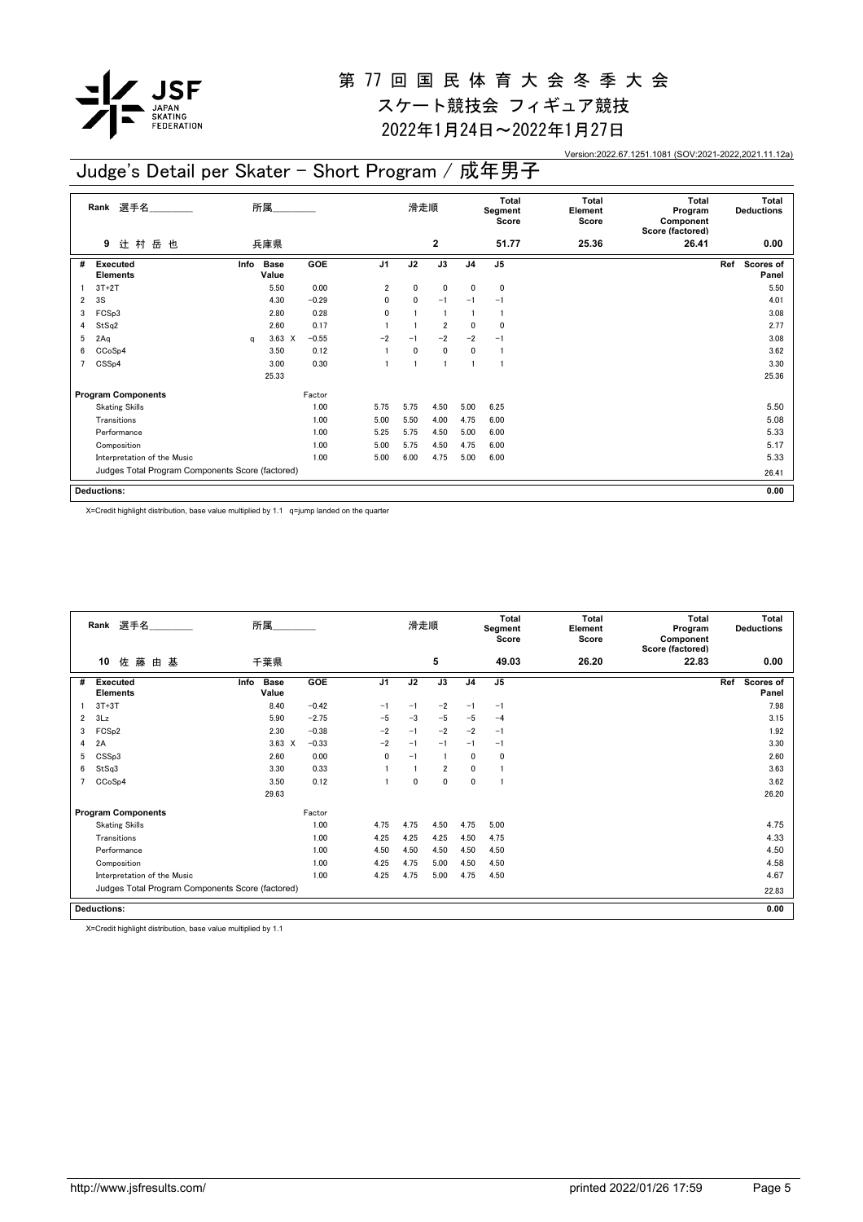# 第 77 回 国 民 体 育 大 会 冬 季 大 会

スケート競技会 フィギュア競技

2022年1月24日～2022年1月27日

Version:2022.67.1251.1081 (SOV:2021-2022,2021.11.12a)

## Judge's Detail per Skater - Short Program / 成年男子

| Rank | 選手名 | 所属 | 滑走順 | Total Segment Score | Total Element Score | Total Program Component Score (factored) | Total Deductions |
|---|---|---|---|---|---|---|---|
| 9 | 辻 村 岳 也 | 兵庫県 | 2 | 51.77 | 25.36 | 26.41 | 0.00 |

| # | Executed Elements | Info | Base Value | | GOE | J1 | J2 | J3 | J4 | J5 | Ref | Scores of Panel |
|---|---|---|---|---|---|---|---|---|---|---|---|---|
| 1 | 3T+2T | | 5.50 | | 0.00 | 2 | 0 | 0 | 0 | 0 | | 5.50 |
| 2 | 3S | | 4.30 | | −0.29 | 0 | 0 | −1 | −1 | −1 | | 4.01 |
| 3 | FCSp3 | | 2.80 | | 0.28 | 0 | 1 | 1 | 1 | 1 | | 3.08 |
| 4 | StSq2 | | 2.60 | | 0.17 | 1 | 1 | 2 | 0 | 0 | | 2.77 |
| 5 | 2Aq | q | 3.63 | X | −0.55 | −2 | −1 | −2 | −2 | −1 | | 3.08 |
| 6 | CCoSp4 | | 3.50 | | 0.12 | 1 | 0 | 0 | 0 | 1 | | 3.62 |
| 7 | CSSp4 | | 3.00 | | 0.30 | 1 | 1 | 1 | 1 | 1 | | 3.30 |
| | | | 25.33 | | | | | | | | | 25.36 |

| Program Components | Factor | J1 | J2 | J3 | J4 | J5 | Scores of Panel |
|---|---|---|---|---|---|---|---|
| Skating Skills | 1.00 | 5.75 | 5.75 | 4.50 | 5.00 | 6.25 | 5.50 |
| Transitions | 1.00 | 5.00 | 5.50 | 4.00 | 4.75 | 6.00 | 5.08 |
| Performance | 1.00 | 5.25 | 5.75 | 4.50 | 5.00 | 6.00 | 5.33 |
| Composition | 1.00 | 5.00 | 5.75 | 4.50 | 4.75 | 6.00 | 5.17 |
| Interpretation of the Music | 1.00 | 5.00 | 6.00 | 4.75 | 5.00 | 6.00 | 5.33 |
| Judges Total Program Components Score (factored) | | | | | | | 26.41 |

| Deductions: | 0.00 |
|---|---|

X=Credit highlight distribution, base value multiplied by 1.1 q=jump landed on the quarter

| Rank | 選手名 | 所属 | 滑走順 | Total Segment Score | Total Element Score | Total Program Component Score (factored) | Total Deductions |
|---|---|---|---|---|---|---|---|
| 10 | 佐 藤 由 基 | 千葉県 | 5 | 49.03 | 26.20 | 22.83 | 0.00 |

| # | Executed Elements | Info | Base Value | | GOE | J1 | J2 | J3 | J4 | J5 | Ref | Scores of Panel |
|---|---|---|---|---|---|---|---|---|---|---|---|---|
| 1 | 3T+3T | | 8.40 | | −0.42 | −1 | −1 | −2 | −1 | −1 | | 7.98 |
| 2 | 3Lz | | 5.90 | | −2.75 | −5 | −3 | −5 | −5 | −4 | | 3.15 |
| 3 | FCSp2 | | 2.30 | | −0.38 | −2 | −1 | −2 | −2 | −1 | | 1.92 |
| 4 | 2A | | 3.63 | X | −0.33 | −2 | −1 | −1 | −1 | −1 | | 3.30 |
| 5 | CSSp3 | | 2.60 | | 0.00 | 0 | −1 | 1 | 0 | 0 | | 2.60 |
| 6 | StSq3 | | 3.30 | | 0.33 | 1 | 1 | 2 | 0 | 1 | | 3.63 |
| 7 | CCoSp4 | | 3.50 | | 0.12 | 1 | 0 | 0 | 0 | 1 | | 3.62 |
| | | | 29.63 | | | | | | | | | 26.20 |

| Program Components | Factor | J1 | J2 | J3 | J4 | J5 | Scores of Panel |
|---|---|---|---|---|---|---|---|
| Skating Skills | 1.00 | 4.75 | 4.75 | 4.50 | 4.75 | 5.00 | 4.75 |
| Transitions | 1.00 | 4.25 | 4.25 | 4.25 | 4.50 | 4.75 | 4.33 |
| Performance | 1.00 | 4.50 | 4.50 | 4.50 | 4.50 | 4.50 | 4.50 |
| Composition | 1.00 | 4.25 | 4.75 | 5.00 | 4.50 | 4.50 | 4.58 |
| Interpretation of the Music | 1.00 | 4.25 | 4.75 | 5.00 | 4.75 | 4.50 | 4.67 |
| Judges Total Program Components Score (factored) | | | | | | | 22.83 |

| Deductions: | 0.00 |
|---|---|

X=Credit highlight distribution, base value multiplied by 1.1

http://www.jsfresults.com/ printed 2022/01/26 17:59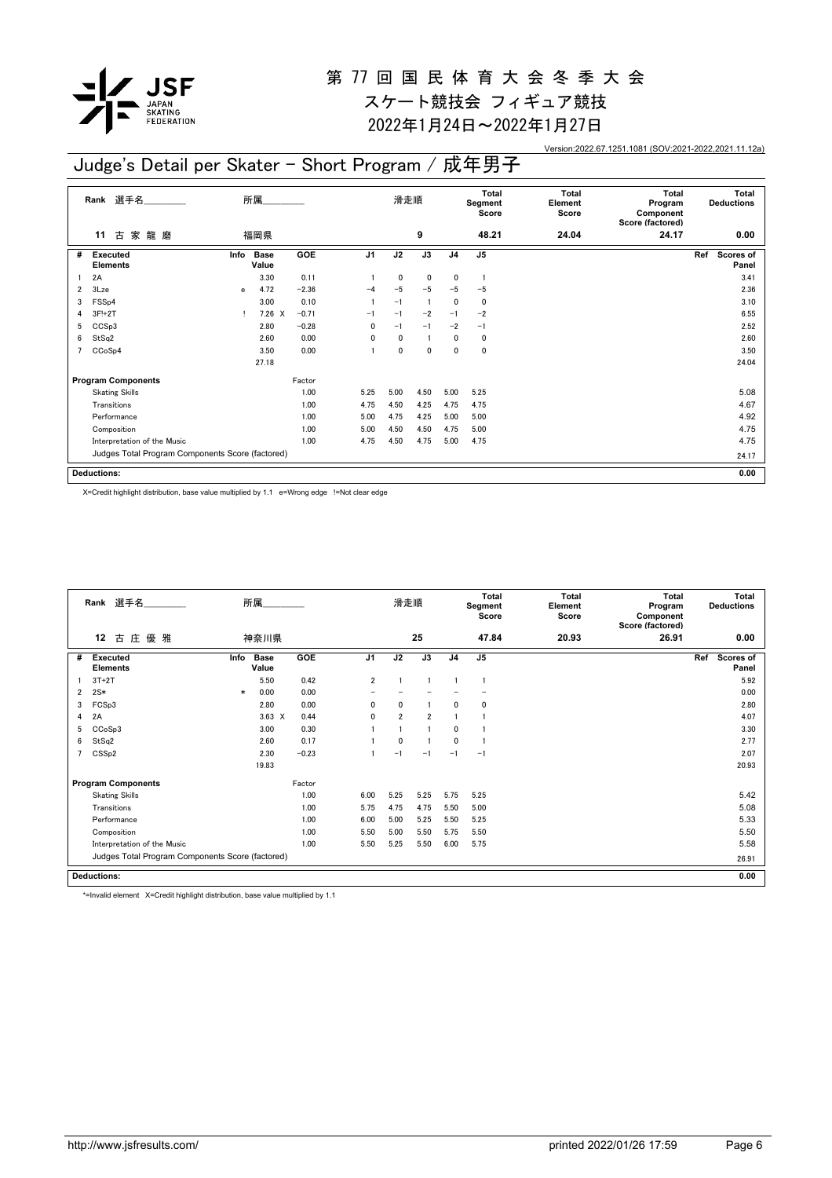# 第 77 回 国 民 体 育 大 会 冬 季 大 会

## スケート競技会 フィギュア競技

## 2022年1月24日～2022年1月27日

Version:2022.67.1251.1081 (SOV:2021-2022,2021.11.12a)

## Judge's Detail per Skater - Short Program / 成年男子

| Rank | 選手名 | 所属 | 滑走順 | Total Segment Score | Total Element Score | Total Program Component Score (factored) | Total Deductions |
|---|---|---|---|---|---|---|---|
| 11 | 古 家 龍 磨 | 福岡県 | 9 | 48.21 | 24.04 | 24.17 | 0.00 |

| # | Executed Elements | Info | Base Value | | GOE | J1 | J2 | J3 | J4 | J5 | Ref | Scores of Panel |
|---|---|---|---|---|---|---|---|---|---|---|---|---|
| 1 | 2A | | 3.30 | | 0.11 | 1 | 0 | 0 | 0 | 1 | | 3.41 |
| 2 | 3Lze | e | 4.72 | | −2.36 | −4 | −5 | −5 | −5 | −5 | | 2.36 |
| 3 | FSSp4 | | 3.00 | | 0.10 | 1 | −1 | 1 | 0 | 0 | | 3.10 |
| 4 | 3F!+2T | ! | 7.26 | X | −0.71 | −1 | −1 | −2 | −1 | −2 | | 6.55 |
| 5 | CCSp3 | | 2.80 | | −0.28 | 0 | −1 | −1 | −2 | −1 | | 2.52 |
| 6 | StSq2 | | 2.60 | | 0.00 | 0 | 0 | 1 | 0 | 0 | | 2.60 |
| 7 | CCoSp4 | | 3.50 | | 0.00 | 1 | 0 | 0 | 0 | 0 | | 3.50 |
| | | | 27.18 | | | | | | | | | 24.04 |
| | **Program Components** | | | | Factor | | | | | | | |
| | Skating Skills | | | | 1.00 | 5.25 | 5.00 | 4.50 | 5.00 | 5.25 | | 5.08 |
| | Transitions | | | | 1.00 | 4.75 | 4.50 | 4.25 | 4.75 | 4.75 | | 4.67 |
| | Performance | | | | 1.00 | 5.00 | 4.75 | 4.25 | 5.00 | 5.00 | | 4.92 |
| | Composition | | | | 1.00 | 5.00 | 4.50 | 4.50 | 4.75 | 5.00 | | 4.75 |
| | Interpretation of the Music | | | | 1.00 | 4.75 | 4.50 | 4.75 | 5.00 | 4.75 | | 4.75 |
| | Judges Total Program Components Score (factored) | | | | | | | | | | | 24.17 |
| | **Deductions:** | | | | | | | | | | | 0.00 |

X=Credit highlight distribution, base value multiplied by 1.1 e=Wrong edge !=Not clear edge

| Rank | 選手名 | 所属 | 滑走順 | Total Segment Score | Total Element Score | Total Program Component Score (factored) | Total Deductions |
|---|---|---|---|---|---|---|---|
| 12 | 古 庄 優 雅 | 神奈川県 | 25 | 47.84 | 20.93 | 26.91 | 0.00 |

| # | Executed Elements | Info | Base Value | | GOE | J1 | J2 | J3 | J4 | J5 | Ref | Scores of Panel |
|---|---|---|---|---|---|---|---|---|---|---|---|---|
| 1 | 3T+2T | | 5.50 | | 0.42 | 2 | 1 | 1 | 1 | 1 | | 5.92 |
| 2 | 2S* | * | 0.00 | | 0.00 | − | − | − | − | − | | 0.00 |
| 3 | FCSp3 | | 2.80 | | 0.00 | 0 | 0 | 1 | 0 | 0 | | 2.80 |
| 4 | 2A | | 3.63 | X | 0.44 | 0 | 2 | 2 | 1 | 1 | | 4.07 |
| 5 | CCoSp3 | | 3.00 | | 0.30 | 1 | 1 | 1 | 0 | 1 | | 3.30 |
| 6 | StSq2 | | 2.60 | | 0.17 | 1 | 0 | 1 | 0 | 1 | | 2.77 |
| 7 | CSSp2 | | 2.30 | | −0.23 | 1 | −1 | −1 | −1 | −1 | | 2.07 |
| | | | 19.83 | | | | | | | | | 20.93 |
| | **Program Components** | | | | Factor | | | | | | | |
| | Skating Skills | | | | 1.00 | 6.00 | 5.25 | 5.25 | 5.75 | 5.25 | | 5.42 |
| | Transitions | | | | 1.00 | 5.75 | 4.75 | 4.75 | 5.50 | 5.00 | | 5.08 |
| | Performance | | | | 1.00 | 6.00 | 5.00 | 5.25 | 5.50 | 5.25 | | 5.33 |
| | Composition | | | | 1.00 | 5.50 | 5.00 | 5.50 | 5.75 | 5.50 | | 5.50 |
| | Interpretation of the Music | | | | 1.00 | 5.50 | 5.25 | 5.50 | 6.00 | 5.75 | | 5.58 |
| | Judges Total Program Components Score (factored) | | | | | | | | | | | 26.91 |
| | **Deductions:** | | | | | | | | | | | 0.00 |

*=Invalid element X=Credit highlight distribution, base value multiplied by 1.1

http://www.jsfresults.com/ printed 2022/01/26 17:59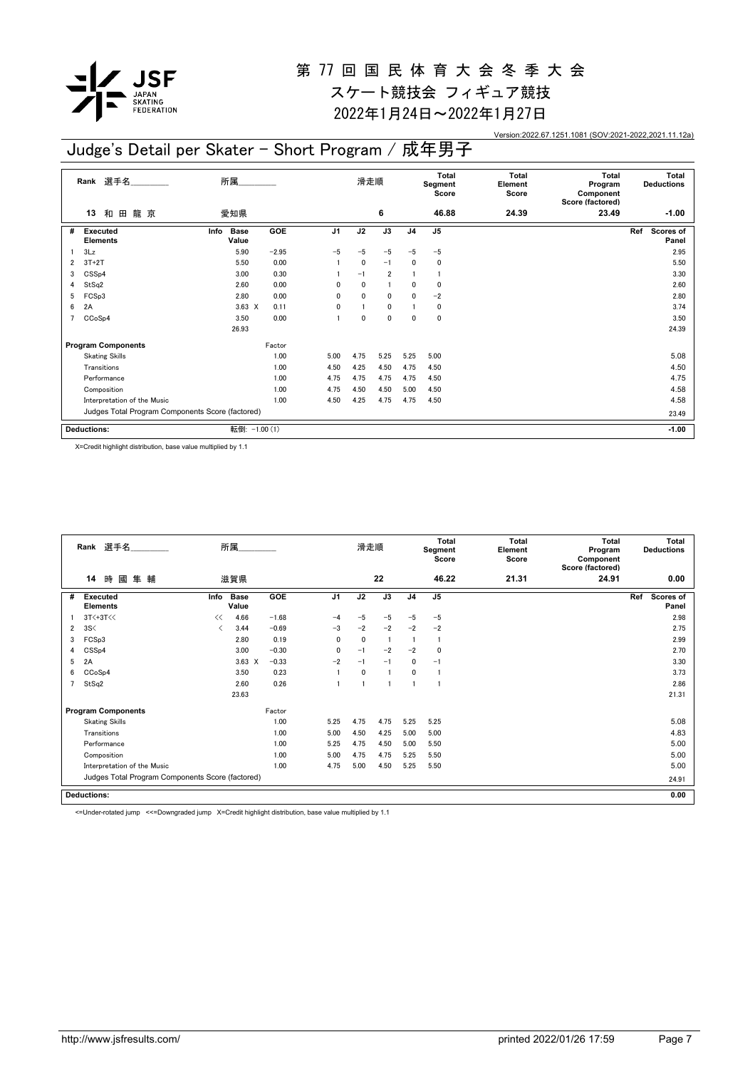# 第 77 回 国 民 体 育 大 会 冬 季 大 会

スケート競技会 フィギュア競技

2022年1月24日～2022年1月27日

Version:2022.67.1251.1081 (SOV:2021-2022,2021.11.12a)

## Judge's Detail per Skater - Short Program / 成年男子

| Rank | 選手名 | 所属 | 滑走順 | Total Segment Score | Total Element Score | Total Program Component Score (factored) | Total Deductions |
|---|---|---|---|---|---|---|---|
| 13 | 和田龍京 | 愛知県 | 6 | 46.88 | 24.39 | 23.49 | -1.00 |

| # | Executed Elements | Info | Base Value | GOE | J1 | J2 | J3 | J4 | J5 | Ref | Scores of Panel |
|---|---|---|---|---|---|---|---|---|---|---|---|
| 1 | 3Lz | | 5.90 | -2.95 | -5 | -5 | -5 | -5 | -5 | | 2.95 |
| 2 | 3T+2T | | 5.50 | 0.00 | 1 | 0 | -1 | 0 | 0 | | 5.50 |
| 3 | CSSp4 | | 3.00 | 0.30 | 1 | -1 | 2 | 1 | 1 | | 3.30 |
| 4 | StSq2 | | 2.60 | 0.00 | 0 | 0 | 1 | 0 | 0 | | 2.60 |
| 5 | FCSp3 | | 2.80 | 0.00 | 0 | 0 | 0 | 0 | -2 | | 2.80 |
| 6 | 2A | | 3.63 X | 0.11 | 0 | 1 | 0 | 1 | 0 | | 3.74 |
| 7 | CCoSp4 | | 3.50 | 0.00 | 1 | 0 | 0 | 0 | 0 | | 3.50 |
| | | | 26.93 | | | | | | | | 24.39 |

| Program Components | Factor | J1 | J2 | J3 | J4 | J5 | Scores of Panel |
|---|---|---|---|---|---|---|---|
| Skating Skills | 1.00 | 5.00 | 4.75 | 5.25 | 5.25 | 5.00 | 5.08 |
| Transitions | 1.00 | 4.50 | 4.25 | 4.50 | 4.75 | 4.50 | 4.50 |
| Performance | 1.00 | 4.75 | 4.75 | 4.75 | 4.75 | 4.50 | 4.75 |
| Composition | 1.00 | 4.75 | 4.50 | 4.50 | 5.00 | 4.50 | 4.58 |
| Interpretation of the Music | 1.00 | 4.50 | 4.25 | 4.75 | 4.75 | 4.50 | 4.58 |
| Judges Total Program Components Score (factored) | | | | | | | 23.49 |

| Deductions: | 転倒: -1.00 (1) | -1.00 |
|---|---|---|

X=Credit highlight distribution, base value multiplied by 1.1

| Rank | 選手名 | 所属 | 滑走順 | Total Segment Score | Total Element Score | Total Program Component Score (factored) | Total Deductions |
|---|---|---|---|---|---|---|---|
| 14 | 時國隼輔 | 滋賀県 | 22 | 46.22 | 21.31 | 24.91 | 0.00 |

| # | Executed Elements | Info | Base Value | GOE | J1 | J2 | J3 | J4 | J5 | Ref | Scores of Panel |
|---|---|---|---|---|---|---|---|---|---|---|---|
| 1 | 3T<+3T<< | << | 4.66 | -1.68 | -4 | -5 | -5 | -5 | -5 | | 2.98 |
| 2 | 3S< | < | 3.44 | -0.69 | -3 | -2 | -2 | -2 | -2 | | 2.75 |
| 3 | FCSp3 | | 2.80 | 0.19 | 0 | 0 | 1 | 1 | 1 | | 2.99 |
| 4 | CSSp4 | | 3.00 | -0.30 | 0 | -1 | -2 | -2 | 0 | | 2.70 |
| 5 | 2A | | 3.63 X | -0.33 | -2 | -1 | -1 | 0 | -1 | | 3.30 |
| 6 | CCoSp4 | | 3.50 | 0.23 | 1 | 0 | 1 | 0 | 1 | | 3.73 |
| 7 | StSq2 | | 2.60 | 0.26 | 1 | 1 | 1 | 1 | 1 | | 2.86 |
| | | | 23.63 | | | | | | | | 21.31 |

| Program Components | Factor | J1 | J2 | J3 | J4 | J5 | Scores of Panel |
|---|---|---|---|---|---|---|---|
| Skating Skills | 1.00 | 5.25 | 4.75 | 4.75 | 5.25 | 5.25 | 5.08 |
| Transitions | 1.00 | 5.00 | 4.50 | 4.25 | 5.00 | 5.00 | 4.83 |
| Performance | 1.00 | 5.25 | 4.75 | 4.50 | 5.00 | 5.50 | 5.00 |
| Composition | 1.00 | 5.00 | 4.75 | 4.75 | 5.25 | 5.50 | 5.00 |
| Interpretation of the Music | 1.00 | 4.75 | 5.00 | 4.50 | 5.25 | 5.50 | 5.00 |
| Judges Total Program Components Score (factored) | | | | | | | 24.91 |

| Deductions: | | 0.00 |
|---|---|---|

<=Under-rotated jump <<=Downgraded jump X=Credit highlight distribution, base value multiplied by 1.1

http://www.jsfresults.com/ printed 2022/01/26 17:59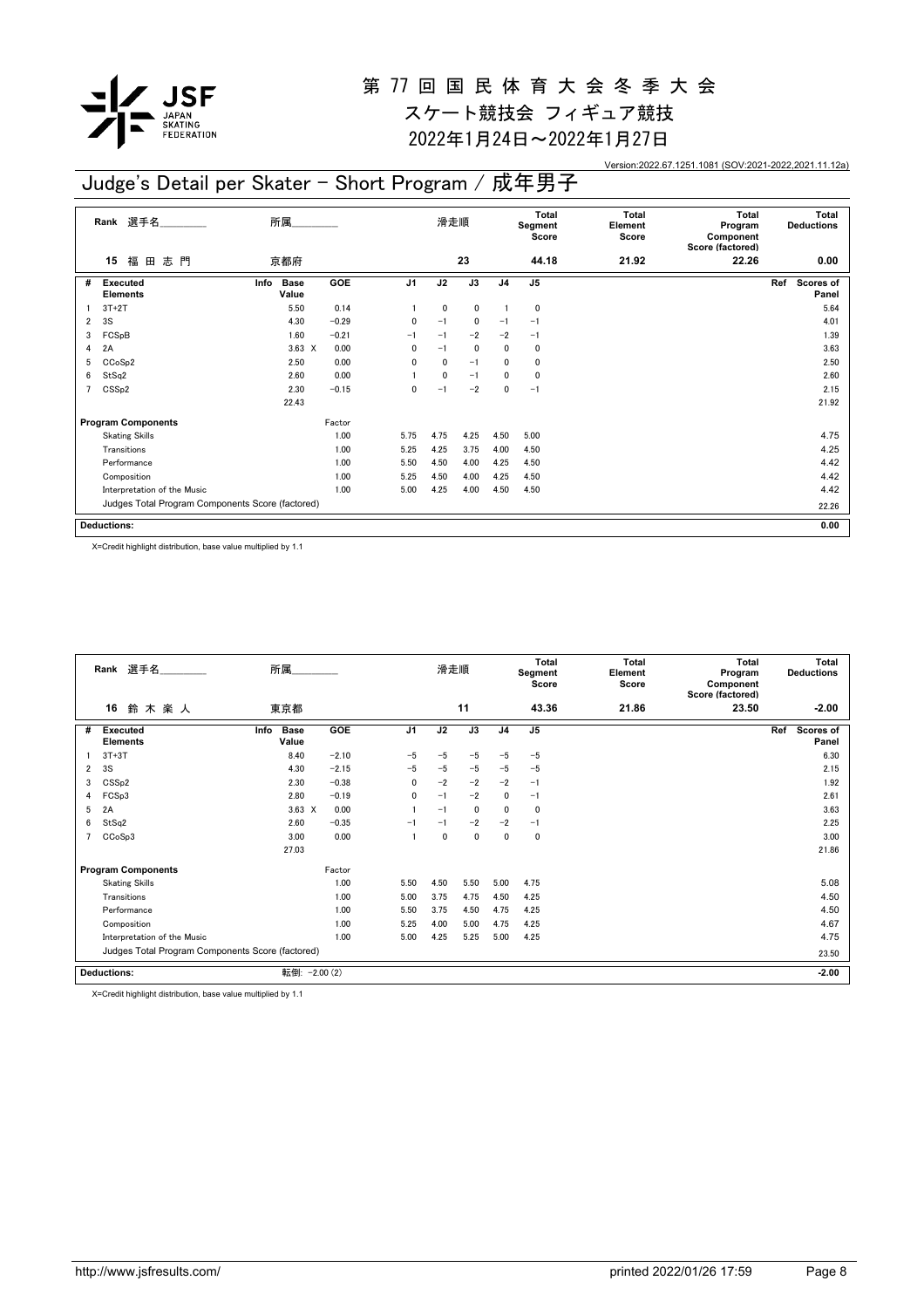# 第 77 回 国 民 体 育 大 会 冬 季 大 会

スケート競技会 フィギュア競技

2022年1月24日～2022年1月27日

Version:2022.67.1251.1081 (SOV:2021-2022,2021.11.12a)

## Judge's Detail per Skater - Short Program / 成年男子

| Rank | 選手名 | 所属 | 滑走順 | Total Segment Score | Total Element Score | Total Program Component Score (factored) | Total Deductions |
|---|---|---|---|---|---|---|---|
| 15 | 福 田 志 門 | 京都府 | 23 | 44.18 | 21.92 | 22.26 | 0.00 |

| # | Executed Elements | Info | Base Value | GOE | J1 | J2 | J3 | J4 | J5 | Ref | Scores of Panel |
|---|---|---|---|---|---|---|---|---|---|---|---|
| 1 | 3T+2T | | 5.50 | 0.14 | 1 | 0 | 0 | 1 | 0 | | 5.64 |
| 2 | 3S | | 4.30 | −0.29 | 0 | −1 | 0 | −1 | −1 | | 4.01 |
| 3 | FCSpB | | 1.60 | −0.21 | −1 | −1 | −2 | −2 | −1 | | 1.39 |
| 4 | 2A | | 3.63 X | 0.00 | 0 | −1 | 0 | 0 | 0 | | 3.63 |
| 5 | CCoSp2 | | 2.50 | 0.00 | 0 | 0 | −1 | 0 | 0 | | 2.50 |
| 6 | StSq2 | | 2.60 | 0.00 | 1 | 0 | −1 | 0 | 0 | | 2.60 |
| 7 | CSSp2 | | 2.30 | −0.15 | 0 | −1 | −2 | 0 | −1 | | 2.15 |
| | | | 22.43 | | | | | | | | 21.92 |

| Program Components | Factor | J1 | J2 | J3 | J4 | J5 | Scores of Panel |
|---|---|---|---|---|---|---|---|
| Skating Skills | 1.00 | 5.75 | 4.75 | 4.25 | 4.50 | 5.00 | 4.75 |
| Transitions | 1.00 | 5.25 | 4.25 | 3.75 | 4.00 | 4.50 | 4.25 |
| Performance | 1.00 | 5.50 | 4.50 | 4.00 | 4.25 | 4.50 | 4.42 |
| Composition | 1.00 | 5.25 | 4.50 | 4.00 | 4.25 | 4.50 | 4.42 |
| Interpretation of the Music | 1.00 | 5.00 | 4.25 | 4.00 | 4.50 | 4.50 | 4.42 |
| Judges Total Program Components Score (factored) | | | | | | | 22.26 |

| Deductions: | 0.00 |
|---|---|

X=Credit highlight distribution, base value multiplied by 1.1

| Rank | 選手名 | 所属 | 滑走順 | Total Segment Score | Total Element Score | Total Program Component Score (factored) | Total Deductions |
|---|---|---|---|---|---|---|---|
| 16 | 鈴 木 楽 人 | 東京都 | 11 | 43.36 | 21.86 | 23.50 | −2.00 |

| # | Executed Elements | Info | Base Value | GOE | J1 | J2 | J3 | J4 | J5 | Ref | Scores of Panel |
|---|---|---|---|---|---|---|---|---|---|---|---|
| 1 | 3T+3T | | 8.40 | −2.10 | −5 | −5 | −5 | −5 | −5 | | 6.30 |
| 2 | 3S | | 4.30 | −2.15 | −5 | −5 | −5 | −5 | −5 | | 2.15 |
| 3 | CSSp2 | | 2.30 | −0.38 | 0 | −2 | −2 | −2 | −1 | | 1.92 |
| 4 | FCSp3 | | 2.80 | −0.19 | 0 | −1 | −2 | 0 | −1 | | 2.61 |
| 5 | 2A | | 3.63 X | 0.00 | 1 | −1 | 0 | 0 | 0 | | 3.63 |
| 6 | StSq2 | | 2.60 | −0.35 | −1 | −1 | −2 | −2 | −1 | | 2.25 |
| 7 | CCoSp3 | | 3.00 | 0.00 | 1 | 0 | 0 | 0 | 0 | | 3.00 |
| | | | 27.03 | | | | | | | | 21.86 |

| Program Components | Factor | J1 | J2 | J3 | J4 | J5 | Scores of Panel |
|---|---|---|---|---|---|---|---|
| Skating Skills | 1.00 | 5.50 | 4.50 | 5.50 | 5.00 | 4.75 | 5.08 |
| Transitions | 1.00 | 5.00 | 3.75 | 4.75 | 4.50 | 4.25 | 4.50 |
| Performance | 1.00 | 5.50 | 3.75 | 4.50 | 4.75 | 4.25 | 4.50 |
| Composition | 1.00 | 5.25 | 4.00 | 5.00 | 4.75 | 4.25 | 4.67 |
| Interpretation of the Music | 1.00 | 5.00 | 4.25 | 5.25 | 5.00 | 4.25 | 4.75 |
| Judges Total Program Components Score (factored) | | | | | | | 23.50 |

| Deductions: | 転倒: −2.00 (2) | −2.00 |
|---|---|---|

X=Credit highlight distribution, base value multiplied by 1.1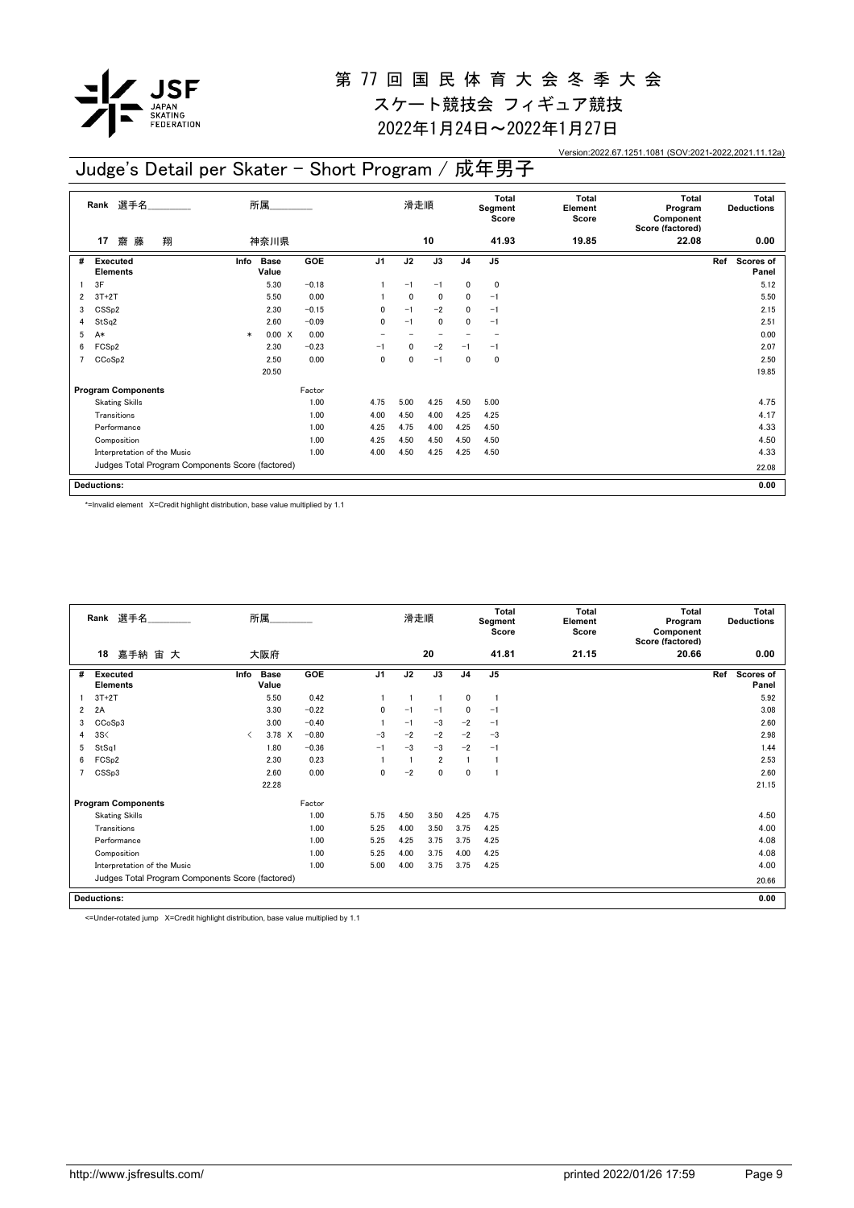# 第 77 回 国 民 体 育 大 会 冬 季 大 会

## スケート競技会 フィギュア競技

## 2022年1月24日～2022年1月27日

Version:2022.67.1251.1081 (SOV:2021-2022,2021.11.12a)

## Judge's Detail per Skater - Short Program / 成年男子

| Rank | 選手名 | 所属 | 滑走順 | Total Segment Score | Total Element Score | Total Program Component Score (factored) | Total Deductions |
|---|---|---|---|---|---|---|---|
| 17 | 齋 藤 翔 | 神奈川県 | 10 | 41.93 | 19.85 | 22.08 | 0.00 |

| # | Executed Elements | Info | Base Value | GOE | J1 | J2 | J3 | J4 | J5 | Ref | Scores of Panel |
|---|---|---|---|---|---|---|---|---|---|---|---|
| 1 | 3F | | 5.30 | −0.18 | 1 | −1 | −1 | 0 | 0 | | 5.12 |
| 2 | 3T+2T | | 5.50 | 0.00 | 1 | 0 | 0 | 0 | −1 | | 5.50 |
| 3 | CSSp2 | | 2.30 | −0.15 | 0 | −1 | −2 | 0 | −1 | | 2.15 |
| 4 | StSq2 | | 2.60 | −0.09 | 0 | −1 | 0 | 0 | −1 | | 2.51 |
| 5 | A* | * | 0.00 X | 0.00 | − | − | − | − | − | | 0.00 |
| 6 | FCSp2 | | 2.30 | −0.23 | −1 | 0 | −2 | −1 | −1 | | 2.07 |
| 7 | CCoSp2 | | 2.50 | 0.00 | 0 | 0 | −1 | 0 | 0 | | 2.50 |
| | | | 20.50 | | | | | | | | 19.85 |
| | **Program Components** | | | Factor | | | | | | | |
| | Skating Skills | | | 1.00 | 4.75 | 5.00 | 4.25 | 4.50 | 5.00 | | 4.75 |
| | Transitions | | | 1.00 | 4.00 | 4.50 | 4.00 | 4.25 | 4.25 | | 4.17 |
| | Performance | | | 1.00 | 4.25 | 4.75 | 4.00 | 4.25 | 4.50 | | 4.33 |
| | Composition | | | 1.00 | 4.25 | 4.50 | 4.50 | 4.50 | 4.50 | | 4.50 |
| | Interpretation of the Music | | | 1.00 | 4.00 | 4.50 | 4.25 | 4.25 | 4.50 | | 4.33 |
| | Judges Total Program Components Score (factored) | | | | | | | | | | 22.08 |
| | **Deductions:** | | | | | | | | | | 0.00 |

*=Invalid element X=Credit highlight distribution, base value multiplied by 1.1

| Rank | 選手名 | 所属 | 滑走順 | Total Segment Score | Total Element Score | Total Program Component Score (factored) | Total Deductions |
|---|---|---|---|---|---|---|---|
| 18 | 嘉手納 宙 大 | 大阪府 | 20 | 41.81 | 21.15 | 20.66 | 0.00 |

| # | Executed Elements | Info | Base Value | GOE | J1 | J2 | J3 | J4 | J5 | Ref | Scores of Panel |
|---|---|---|---|---|---|---|---|---|---|---|---|
| 1 | 3T+2T | | 5.50 | 0.42 | 1 | 1 | 1 | 0 | 1 | | 5.92 |
| 2 | 2A | | 3.30 | −0.22 | 0 | −1 | −1 | 0 | −1 | | 3.08 |
| 3 | CCoSp3 | | 3.00 | −0.40 | 1 | −1 | −3 | −2 | −1 | | 2.60 |
| 4 | 3S< | < | 3.78 X | −0.80 | −3 | −2 | −2 | −2 | −3 | | 2.98 |
| 5 | StSq1 | | 1.80 | −0.36 | −1 | −3 | −3 | −2 | −1 | | 1.44 |
| 6 | FCSp2 | | 2.30 | 0.23 | 1 | 1 | 2 | 1 | 1 | | 2.53 |
| 7 | CSSp3 | | 2.60 | 0.00 | 0 | −2 | 0 | 0 | 1 | | 2.60 |
| | | | 22.28 | | | | | | | | 21.15 |
| | **Program Components** | | | Factor | | | | | | | |
| | Skating Skills | | | 1.00 | 5.75 | 4.50 | 3.50 | 4.25 | 4.75 | | 4.50 |
| | Transitions | | | 1.00 | 5.25 | 4.00 | 3.50 | 3.75 | 4.25 | | 4.00 |
| | Performance | | | 1.00 | 5.25 | 4.25 | 3.75 | 3.75 | 4.25 | | 4.08 |
| | Composition | | | 1.00 | 5.25 | 4.00 | 3.75 | 4.00 | 4.25 | | 4.08 |
| | Interpretation of the Music | | | 1.00 | 5.00 | 4.00 | 3.75 | 3.75 | 4.25 | | 4.00 |
| | Judges Total Program Components Score (factored) | | | | | | | | | | 20.66 |
| | **Deductions:** | | | | | | | | | | 0.00 |

<=Under-rotated jump X=Credit highlight distribution, base value multiplied by 1.1

http://www.jsfresults.com/ printed 2022/01/26 17:59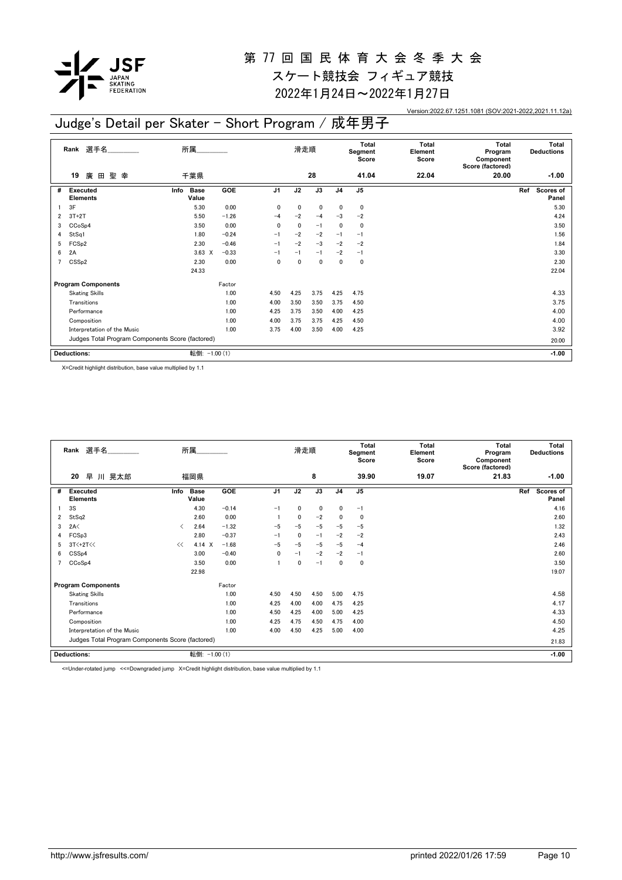# 第 77 回 国 民 体 育 大 会 冬 季 大 会

スケート競技会 フィギュア競技

2022年1月24日～2022年1月27日

Version:2022.67.1251.1081 (SOV:2021-2022,2021.11.12a)

## Judge's Detail per Skater - Short Program / 成年男子

| Rank | 選手名 | 所属 | 滑走順 | Total Segment Score | Total Element Score | Total Program Component Score (factored) | Total Deductions |
|---|---|---|---|---|---|---|---|
| 19 | 廣 田 聖 幸 | 千葉県 | 28 | 41.04 | 22.04 | 20.00 | -1.00 |

| # | Executed Elements | Info | Base Value | | GOE | J1 | J2 | J3 | J4 | J5 | Ref | Scores of Panel |
|---|---|---|---|---|---|---|---|---|---|---|---|---|
| 1 | 3F | | 5.30 | | 0.00 | 0 | 0 | 0 | 0 | 0 | | 5.30 |
| 2 | 3T+2T | | 5.50 | | -1.26 | -4 | -2 | -4 | -3 | -2 | | 4.24 |
| 3 | CCoSp4 | | 3.50 | | 0.00 | 0 | 0 | -1 | 0 | 0 | | 3.50 |
| 4 | StSq1 | | 1.80 | | -0.24 | -1 | -2 | -2 | -1 | -1 | | 1.56 |
| 5 | FCSp2 | | 2.30 | | -0.46 | -1 | -2 | -3 | -2 | -2 | | 1.84 |
| 6 | 2A | | 3.63 | X | -0.33 | -1 | -1 | -1 | -2 | -1 | | 3.30 |
| 7 | CSSp2 | | 2.30 | | 0.00 | 0 | 0 | 0 | 0 | 0 | | 2.30 |
| | | | 24.33 | | | | | | | | | 22.04 |

| Program Components | Factor | J1 | J2 | J3 | J4 | J5 | Scores of Panel |
|---|---|---|---|---|---|---|---|
| Skating Skills | 1.00 | 4.50 | 4.25 | 3.75 | 4.25 | 4.75 | 4.33 |
| Transitions | 1.00 | 4.00 | 3.50 | 3.50 | 3.75 | 4.50 | 3.75 |
| Performance | 1.00 | 4.25 | 3.75 | 3.50 | 4.00 | 4.25 | 4.00 |
| Composition | 1.00 | 4.00 | 3.75 | 3.75 | 4.25 | 4.50 | 4.00 |
| Interpretation of the Music | 1.00 | 3.75 | 4.00 | 3.50 | 4.00 | 4.25 | 3.92 |
| Judges Total Program Components Score (factored) | | | | | | | 20.00 |

| Deductions: | 転倒: -1.00 (1) | -1.00 |
|---|---|---|

X=Credit highlight distribution, base value multiplied by 1.1

| Rank | 選手名 | 所属 | 滑走順 | Total Segment Score | Total Element Score | Total Program Component Score (factored) | Total Deductions |
|---|---|---|---|---|---|---|---|
| 20 | 早 川 晃太郎 | 福岡県 | 8 | 39.90 | 19.07 | 21.83 | -1.00 |

| # | Executed Elements | Info | Base Value | | GOE | J1 | J2 | J3 | J4 | J5 | Ref | Scores of Panel |
|---|---|---|---|---|---|---|---|---|---|---|---|---|
| 1 | 3S | | 4.30 | | -0.14 | -1 | 0 | 0 | 0 | -1 | | 4.16 |
| 2 | StSq2 | | 2.60 | | 0.00 | 1 | 0 | -2 | 0 | 0 | | 2.60 |
| 3 | 2A< | < | 2.64 | | -1.32 | -5 | -5 | -5 | -5 | -5 | | 1.32 |
| 4 | FCSp3 | | 2.80 | | -0.37 | -1 | 0 | -1 | -2 | -2 | | 2.43 |
| 5 | 3T<+2T<< | << | 4.14 | X | -1.68 | -5 | -5 | -5 | -5 | -4 | | 2.46 |
| 6 | CSSp4 | | 3.00 | | -0.40 | 0 | -1 | -2 | -2 | -1 | | 2.60 |
| 7 | CCoSp4 | | 3.50 | | 0.00 | 1 | 0 | -1 | 0 | 0 | | 3.50 |
| | | | 22.98 | | | | | | | | | 19.07 |

| Program Components | Factor | J1 | J2 | J3 | J4 | J5 | Scores of Panel |
|---|---|---|---|---|---|---|---|
| Skating Skills | 1.00 | 4.50 | 4.50 | 4.50 | 5.00 | 4.75 | 4.58 |
| Transitions | 1.00 | 4.25 | 4.00 | 4.00 | 4.75 | 4.25 | 4.17 |
| Performance | 1.00 | 4.50 | 4.25 | 4.00 | 5.00 | 4.25 | 4.33 |
| Composition | 1.00 | 4.25 | 4.75 | 4.50 | 4.75 | 4.00 | 4.50 |
| Interpretation of the Music | 1.00 | 4.00 | 4.50 | 4.25 | 5.00 | 4.00 | 4.25 |
| Judges Total Program Components Score (factored) | | | | | | | 21.83 |

| Deductions: | 転倒: -1.00 (1) | -1.00 |
|---|---|---|

<=Under-rotated jump <<=Downgraded jump X=Credit highlight distribution, base value multiplied by 1.1

http://www.jsfresults.com/ printed 2022/01/26 17:59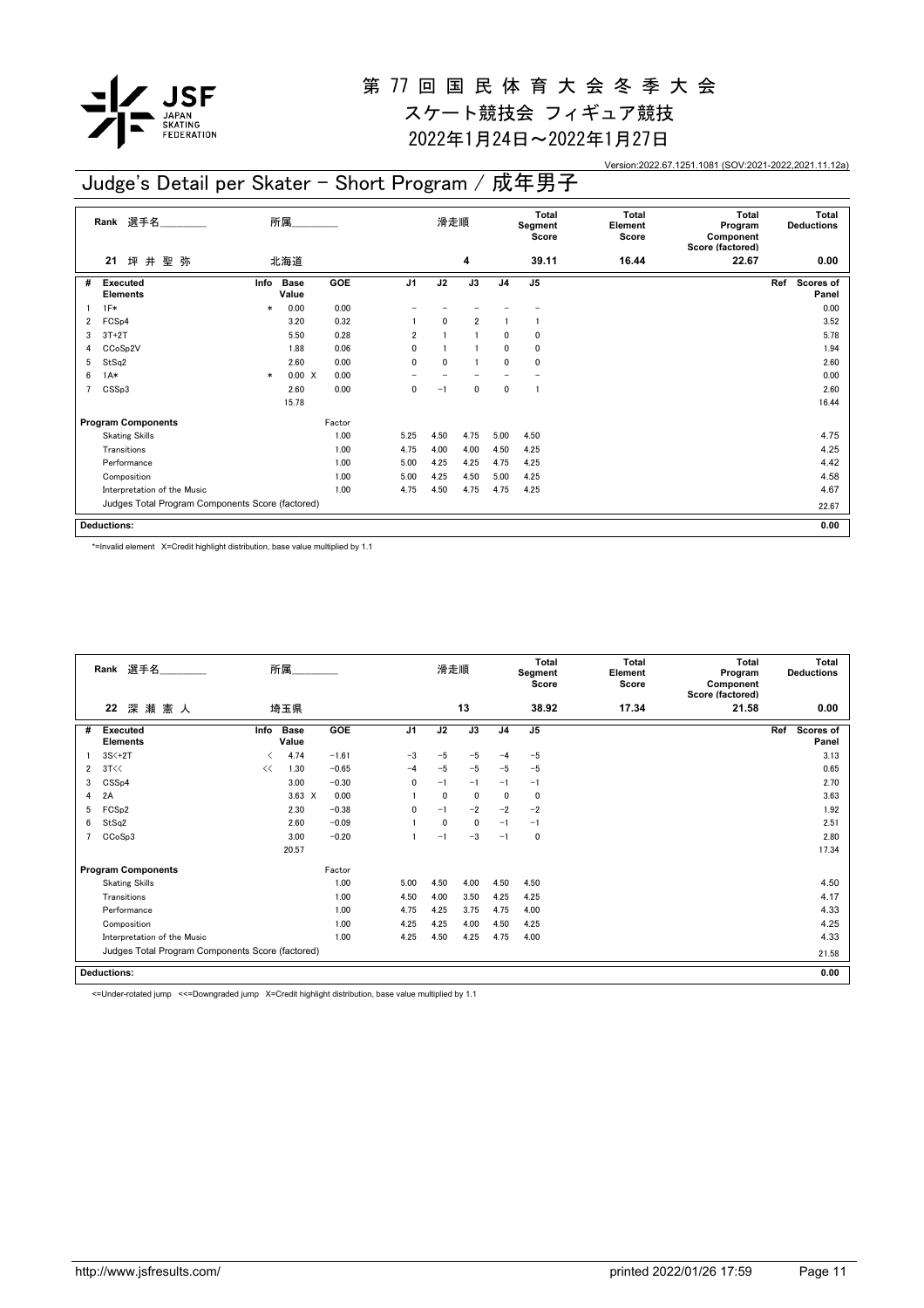# 第 77 回 国 民 体 育 大 会 冬 季 大 会

スケート競技会 フィギュア競技

2022年1月24日～2022年1月27日

Version:2022.67.1251.1081 (SOV:2021-2022,2021.11.12a)

## Judge's Detail per Skater - Short Program / 成年男子

| Rank | 選手名 | 所属 | 滑走順 | Total Segment Score | Total Element Score | Total Program Component Score (factored) | Total Deductions |
|---|---|---|---|---|---|---|---|
| 21 | 坪 井 聖 弥 | 北海道 | 4 | 39.11 | 16.44 | 22.67 | 0.00 |

| # | Executed Elements | Info | Base Value | GOE | J1 | J2 | J3 | J4 | J5 | Ref | Scores of Panel |
|---|---|---|---|---|---|---|---|---|---|---|---|
| 1 | 1F* | * | 0.00 | 0.00 | – | – | – | – | – | | 0.00 |
| 2 | FCSp4 | | 3.20 | 0.32 | 1 | 0 | 2 | 1 | 1 | | 3.52 |
| 3 | 3T+2T | | 5.50 | 0.28 | 2 | 1 | 1 | 0 | 0 | | 5.78 |
| 4 | CCoSp2V | | 1.88 | 0.06 | 0 | 1 | 1 | 0 | 0 | | 1.94 |
| 5 | StSq2 | | 2.60 | 0.00 | 0 | 0 | 1 | 0 | 0 | | 2.60 |
| 6 | 1A* | * | 0.00 X | 0.00 | – | – | – | – | – | | 0.00 |
| 7 | CSSp3 | | 2.60 | 0.00 | 0 | −1 | 0 | 0 | 1 | | 2.60 |
| | | | 15.78 | | | | | | | | 16.44 |
| | **Program Components** | | | Factor | | | | | | | |
| | Skating Skills | | | 1.00 | 5.25 | 4.50 | 4.75 | 5.00 | 4.50 | | 4.75 |
| | Transitions | | | 1.00 | 4.75 | 4.00 | 4.00 | 4.50 | 4.25 | | 4.25 |
| | Performance | | | 1.00 | 5.00 | 4.25 | 4.25 | 4.75 | 4.25 | | 4.42 |
| | Composition | | | 1.00 | 5.00 | 4.25 | 4.50 | 5.00 | 4.25 | | 4.58 |
| | Interpretation of the Music | | | 1.00 | 4.75 | 4.50 | 4.75 | 4.75 | 4.25 | | 4.67 |
| | Judges Total Program Components Score (factored) | | | | | | | | | | 22.67 |
| | **Deductions:** | | | | | | | | | | 0.00 |

*=Invalid element X=Credit highlight distribution, base value multiplied by 1.1

| Rank | 選手名 | 所属 | 滑走順 | Total Segment Score | Total Element Score | Total Program Component Score (factored) | Total Deductions |
|---|---|---|---|---|---|---|---|
| 22 | 深 瀬 憲 人 | 埼玉県 | 13 | 38.92 | 17.34 | 21.58 | 0.00 |

| # | Executed Elements | Info | Base Value | GOE | J1 | J2 | J3 | J4 | J5 | Ref | Scores of Panel |
|---|---|---|---|---|---|---|---|---|---|---|---|
| 1 | 3S<+2T | < | 4.74 | −1.61 | −3 | −5 | −5 | −4 | −5 | | 3.13 |
| 2 | 3T<< | << | 1.30 | −0.65 | −4 | −5 | −5 | −5 | −5 | | 0.65 |
| 3 | CSSp4 | | 3.00 | −0.30 | 0 | −1 | −1 | −1 | −1 | | 2.70 |
| 4 | 2A | | 3.63 X | 0.00 | 1 | 0 | 0 | 0 | 0 | | 3.63 |
| 5 | FCSp2 | | 2.30 | −0.38 | 0 | −1 | −2 | −2 | −2 | | 1.92 |
| 6 | StSq2 | | 2.60 | −0.09 | 1 | 0 | 0 | −1 | −1 | | 2.51 |
| 7 | CCoSp3 | | 3.00 | −0.20 | 1 | −1 | −3 | −1 | 0 | | 2.80 |
| | | | 20.57 | | | | | | | | 17.34 |
| | **Program Components** | | | Factor | | | | | | | |
| | Skating Skills | | | 1.00 | 5.00 | 4.50 | 4.00 | 4.50 | 4.50 | | 4.50 |
| | Transitions | | | 1.00 | 4.50 | 4.00 | 3.50 | 4.25 | 4.25 | | 4.17 |
| | Performance | | | 1.00 | 4.75 | 4.25 | 3.75 | 4.75 | 4.00 | | 4.33 |
| | Composition | | | 1.00 | 4.25 | 4.25 | 4.00 | 4.50 | 4.25 | | 4.25 |
| | Interpretation of the Music | | | 1.00 | 4.25 | 4.50 | 4.25 | 4.75 | 4.00 | | 4.33 |
| | Judges Total Program Components Score (factored) | | | | | | | | | | 21.58 |
| | **Deductions:** | | | | | | | | | | 0.00 |

<=Under-rotated jump <<=Downgraded jump X=Credit highlight distribution, base value multiplied by 1.1

http://www.jsfresults.com/ printed 2022/01/26 17:59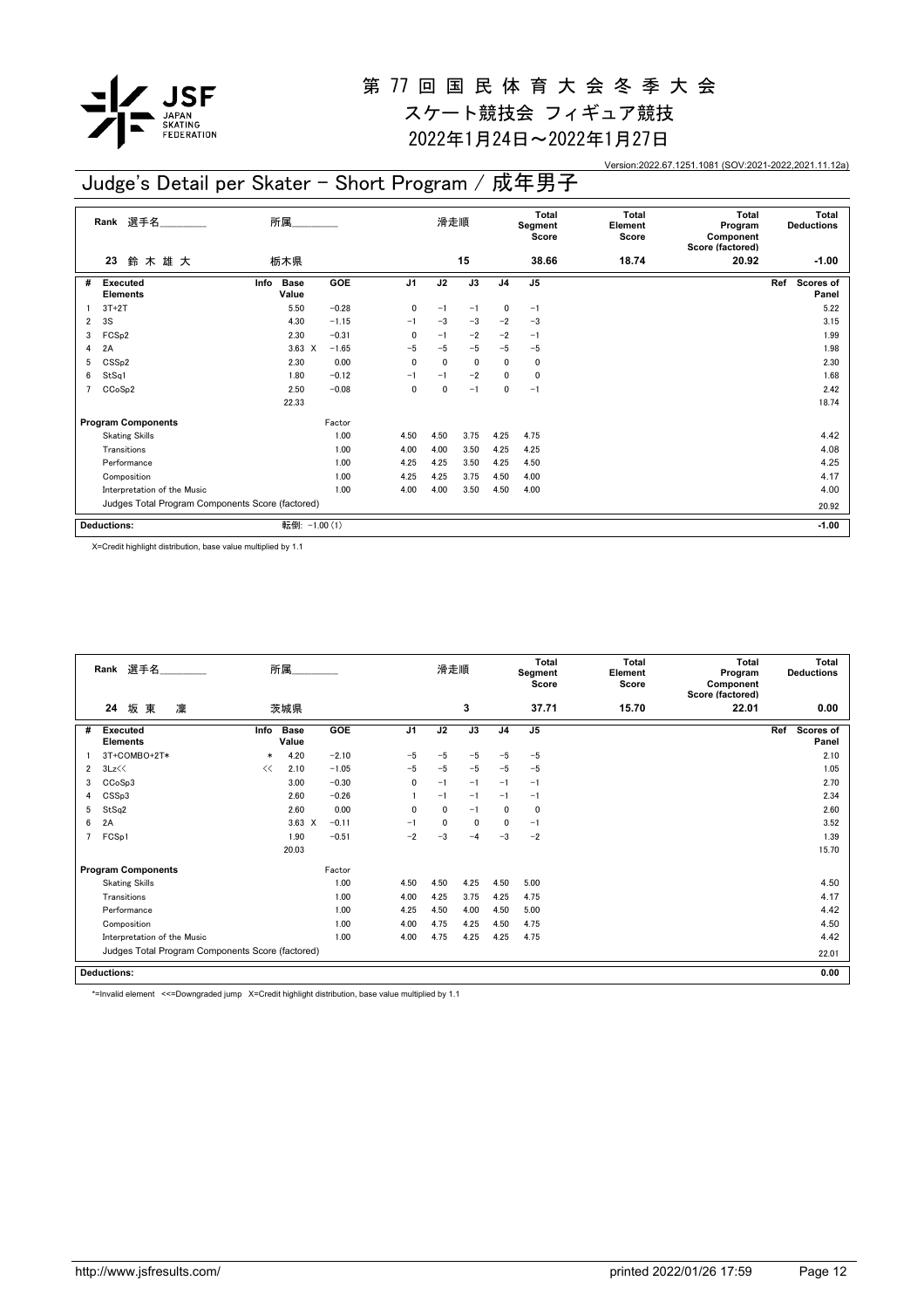# 第 77 回 国 民 体 育 大 会 冬 季 大 会

## スケート競技会 フィギュア競技

## 2022年1月24日～2022年1月27日

Version:2022.67.1251.1081 (SOV:2021-2022,2021.11.12a)

## Judge's Detail per Skater - Short Program / 成年男子

| Rank | 選手名 | 所属 | 滑走順 | Total Segment Score | Total Element Score | Total Program Component Score (factored) | Total Deductions |
|---|---|---|---|---|---|---|---|
| 23 | 鈴 木 雄 大 | 栃木県 | 15 | 38.66 | 18.74 | 20.92 | -1.00 |

| # | Executed Elements | Info | Base Value | GOE | J1 | J2 | J3 | J4 | J5 | Ref | Scores of Panel |
|---|---|---|---|---|---|---|---|---|---|---|---|
| 1 | 3T+2T | | 5.50 | −0.28 | 0 | −1 | −1 | 0 | −1 | | 5.22 |
| 2 | 3S | | 4.30 | −1.15 | −1 | −3 | −3 | −2 | −3 | | 3.15 |
| 3 | FCSp2 | | 2.30 | −0.31 | 0 | −1 | −2 | −2 | −1 | | 1.99 |
| 4 | 2A | | 3.63 X | −1.65 | −5 | −5 | −5 | −5 | −5 | | 1.98 |
| 5 | CSSp2 | | 2.30 | 0.00 | 0 | 0 | 0 | 0 | 0 | | 2.30 |
| 6 | StSq1 | | 1.80 | −0.12 | −1 | −1 | −2 | 0 | 0 | | 1.68 |
| 7 | CCoSp2 | | 2.50 | −0.08 | 0 | 0 | −1 | 0 | −1 | | 2.42 |
| | | | 22.33 | | | | | | | | 18.74 |

| Program Components | Factor | J1 | J2 | J3 | J4 | J5 | Scores of Panel |
|---|---|---|---|---|---|---|---|
| Skating Skills | 1.00 | 4.50 | 4.50 | 3.75 | 4.25 | 4.75 | 4.42 |
| Transitions | 1.00 | 4.00 | 4.00 | 3.50 | 4.25 | 4.25 | 4.08 |
| Performance | 1.00 | 4.25 | 4.25 | 3.50 | 4.25 | 4.50 | 4.25 |
| Composition | 1.00 | 4.25 | 4.25 | 3.75 | 4.50 | 4.00 | 4.17 |
| Interpretation of the Music | 1.00 | 4.00 | 4.00 | 3.50 | 4.50 | 4.00 | 4.00 |
| Judges Total Program Components Score (factored) | | | | | | | 20.92 |

| Deductions: | 転倒: −1.00 (1) | -1.00 |
|---|---|---|

X=Credit highlight distribution, base value multiplied by 1.1

| Rank | 選手名 | 所属 | 滑走順 | Total Segment Score | Total Element Score | Total Program Component Score (factored) | Total Deductions |
|---|---|---|---|---|---|---|---|
| 24 | 坂 東 凜 | 茨城県 | 3 | 37.71 | 15.70 | 22.01 | 0.00 |

| # | Executed Elements | Info | Base Value | GOE | J1 | J2 | J3 | J4 | J5 | Ref | Scores of Panel |
|---|---|---|---|---|---|---|---|---|---|---|---|
| 1 | 3T+COMBO+2T* | * | 4.20 | −2.10 | −5 | −5 | −5 | −5 | −5 | | 2.10 |
| 2 | 3Lz<< | << | 2.10 | −1.05 | −5 | −5 | −5 | −5 | −5 | | 1.05 |
| 3 | CCoSp3 | | 3.00 | −0.30 | 0 | −1 | −1 | −1 | −1 | | 2.70 |
| 4 | CSSp3 | | 2.60 | −0.26 | 1 | −1 | −1 | −1 | −1 | | 2.34 |
| 5 | StSq2 | | 2.60 | 0.00 | 0 | 0 | −1 | 0 | 0 | | 2.60 |
| 6 | 2A | | 3.63 X | −0.11 | −1 | 0 | 0 | 0 | −1 | | 3.52 |
| 7 | FCSp1 | | 1.90 | −0.51 | −2 | −3 | −4 | −3 | −2 | | 1.39 |
| | | | 20.03 | | | | | | | | 15.70 |

| Program Components | Factor | J1 | J2 | J3 | J4 | J5 | Scores of Panel |
|---|---|---|---|---|---|---|---|
| Skating Skills | 1.00 | 4.50 | 4.50 | 4.25 | 4.50 | 5.00 | 4.50 |
| Transitions | 1.00 | 4.00 | 4.25 | 3.75 | 4.25 | 4.75 | 4.17 |
| Performance | 1.00 | 4.25 | 4.50 | 4.00 | 4.50 | 5.00 | 4.42 |
| Composition | 1.00 | 4.00 | 4.75 | 4.25 | 4.50 | 4.75 | 4.50 |
| Interpretation of the Music | 1.00 | 4.00 | 4.75 | 4.25 | 4.25 | 4.75 | 4.42 |
| Judges Total Program Components Score (factored) | | | | | | | 22.01 |

| Deductions: | | 0.00 |
|---|---|---|

*=Invalid element <<=Downgraded jump X=Credit highlight distribution, base value multiplied by 1.1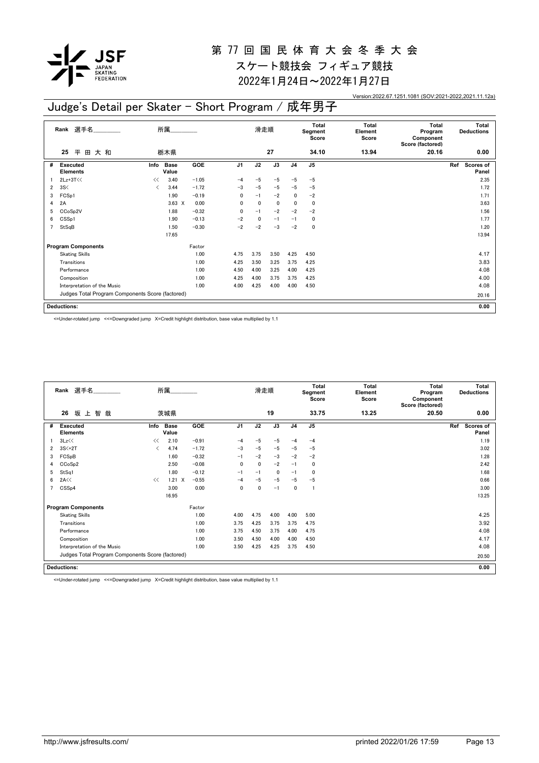# 第 77 回 国 民 体 育 大 会 冬 季 大 会

## スケート競技会 フィギュア競技

## 2022年1月24日～2022年1月27日

Version:2022.67.1251.1081 (SOV:2021-2022,2021.11.12a)

## Judge's Detail per Skater - Short Program / 成年男子

| Rank | 選手名 | 所属 | 滑走順 | Total Segment Score | Total Element Score | Total Program Component Score (factored) | Total Deductions |
|---|---|---|---|---|---|---|---|
| 25 | 平 田 大 和 | 栃木県 | 27 | 34.10 | 13.94 | 20.16 | 0.00 |

| # | Executed Elements | Info | Base Value | | GOE | J1 | J2 | J3 | J4 | J5 | Ref | Scores of Panel |
|---|---|---|---|---|---|---|---|---|---|---|---|---|
| 1 | 2Lz+3T<< | << | 3.40 | | −1.05 | −4 | −5 | −5 | −5 | −5 | | 2.35 |
| 2 | 3S< | < | 3.44 | | −1.72 | −3 | −5 | −5 | −5 | −5 | | 1.72 |
| 3 | FCSp1 | | 1.90 | | −0.19 | 0 | −1 | −2 | 0 | −2 | | 1.71 |
| 4 | 2A | | 3.63 | X | 0.00 | 0 | 0 | 0 | 0 | 0 | | 3.63 |
| 5 | CCoSp2V | | 1.88 | | −0.32 | 0 | −1 | −2 | −2 | −2 | | 1.56 |
| 6 | CSSp1 | | 1.90 | | −0.13 | −2 | 0 | −1 | −1 | 0 | | 1.77 |
| 7 | StSqB | | 1.50 | | −0.30 | −2 | −2 | −3 | −2 | 0 | | 1.20 |
| | | | 17.65 | | | | | | | | | 13.94 |

| Program Components | Factor | J1 | J2 | J3 | J4 | J5 | Scores of Panel |
|---|---|---|---|---|---|---|---|
| Skating Skills | 1.00 | 4.75 | 3.75 | 3.50 | 4.25 | 4.50 | 4.17 |
| Transitions | 1.00 | 4.25 | 3.50 | 3.25 | 3.75 | 4.25 | 3.83 |
| Performance | 1.00 | 4.50 | 4.00 | 3.25 | 4.00 | 4.25 | 4.08 |
| Composition | 1.00 | 4.25 | 4.00 | 3.75 | 3.75 | 4.25 | 4.00 |
| Interpretation of the Music | 1.00 | 4.00 | 4.25 | 4.00 | 4.00 | 4.50 | 4.08 |
| Judges Total Program Components Score (factored) | | | | | | | 20.16 |

**Deductions:** 0.00

<=Under-rotated jump <<=Downgraded jump X=Credit highlight distribution, base value multiplied by 1.1

| Rank | 選手名 | 所属 | 滑走順 | Total Segment Score | Total Element Score | Total Program Component Score (factored) | Total Deductions |
|---|---|---|---|---|---|---|---|
| 26 | 坂 上 智 哉 | 茨城県 | 19 | 33.75 | 13.25 | 20.50 | 0.00 |

| # | Executed Elements | Info | Base Value | | GOE | J1 | J2 | J3 | J4 | J5 | Ref | Scores of Panel |
|---|---|---|---|---|---|---|---|---|---|---|---|---|
| 1 | 3Lz<< | << | 2.10 | | −0.91 | −4 | −5 | −5 | −4 | −4 | | 1.19 |
| 2 | 3S<+2T | < | 4.74 | | −1.72 | −3 | −5 | −5 | −5 | −5 | | 3.02 |
| 3 | FCSpB | | 1.60 | | −0.32 | −1 | −2 | −3 | −2 | −2 | | 1.28 |
| 4 | CCoSp2 | | 2.50 | | −0.08 | 0 | 0 | −2 | −1 | 0 | | 2.42 |
| 5 | StSq1 | | 1.80 | | −0.12 | −1 | −1 | 0 | −1 | 0 | | 1.68 |
| 6 | 2A<< | << | 1.21 | X | −0.55 | −4 | −5 | −5 | −5 | −5 | | 0.66 |
| 7 | CSSp4 | | 3.00 | | 0.00 | 0 | 0 | −1 | 0 | 1 | | 3.00 |
| | | | 16.95 | | | | | | | | | 13.25 |

| Program Components | Factor | J1 | J2 | J3 | J4 | J5 | Scores of Panel |
|---|---|---|---|---|---|---|---|
| Skating Skills | 1.00 | 4.00 | 4.75 | 4.00 | 4.00 | 5.00 | 4.25 |
| Transitions | 1.00 | 3.75 | 4.25 | 3.75 | 3.75 | 4.75 | 3.92 |
| Performance | 1.00 | 3.75 | 4.50 | 3.75 | 4.00 | 4.75 | 4.08 |
| Composition | 1.00 | 3.50 | 4.50 | 4.00 | 4.00 | 4.50 | 4.17 |
| Interpretation of the Music | 1.00 | 3.50 | 4.25 | 4.25 | 3.75 | 4.50 | 4.08 |
| Judges Total Program Components Score (factored) | | | | | | | 20.50 |

**Deductions:** 0.00

<=Under-rotated jump <<=Downgraded jump X=Credit highlight distribution, base value multiplied by 1.1

http://www.jsfresults.com/ printed 2022/01/26 17:59